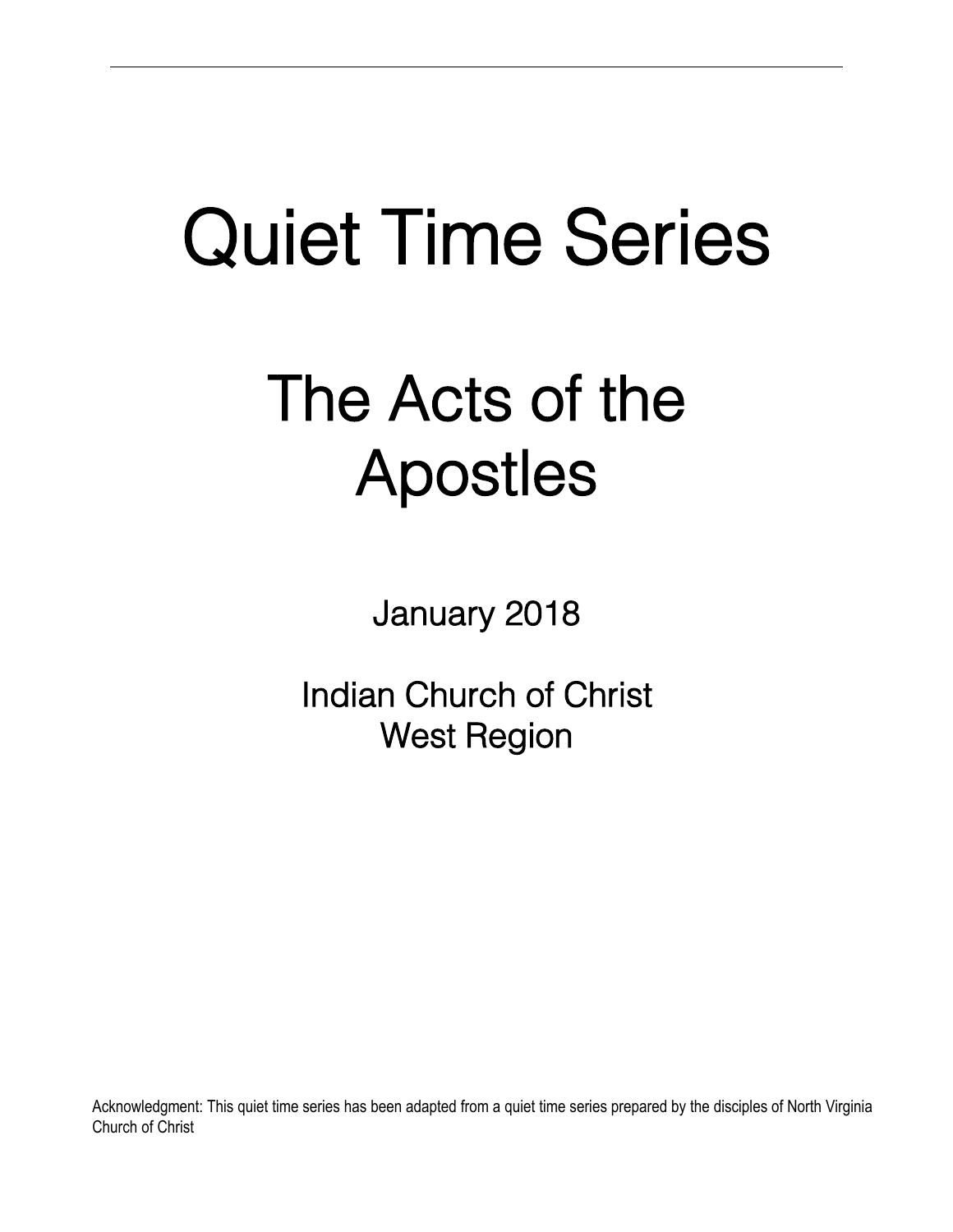# Quiet Time Series

# The Acts of the Apostles

January 2018

Indian Church of Christ
West Region

Acknowledgment: This quiet time series has been adapted from a quiet time series prepared by the disciples of North Virginia Church of Christ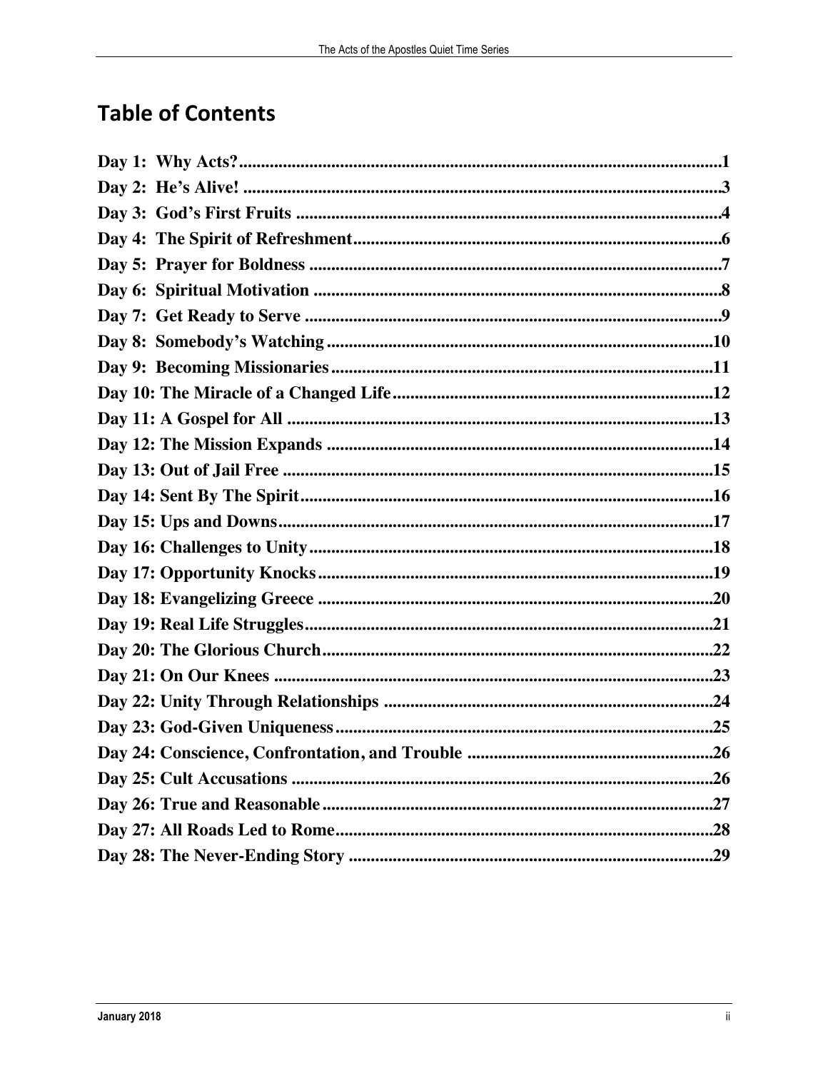## Table of Contents

Day 1: Why Acts? ..... 1
Day 2: He's Alive! ..... 3
Day 3: God's First Fruits ..... 4
Day 4: The Spirit of Refreshment ..... 6
Day 5: Prayer for Boldness ..... 7
Day 6: Spiritual Motivation ..... 8
Day 7: Get Ready to Serve ..... 9
Day 8: Somebody's Watching ..... 10
Day 9: Becoming Missionaries ..... 11
Day 10: The Miracle of a Changed Life ..... 12
Day 11: A Gospel for All ..... 13
Day 12: The Mission Expands ..... 14
Day 13: Out of Jail Free ..... 15
Day 14: Sent By The Spirit ..... 16
Day 15: Ups and Downs ..... 17
Day 16: Challenges to Unity ..... 18
Day 17: Opportunity Knocks ..... 19
Day 18: Evangelizing Greece ..... 20
Day 19: Real Life Struggles ..... 21
Day 20: The Glorious Church ..... 22
Day 21: On Our Knees ..... 23
Day 22: Unity Through Relationships ..... 24
Day 23: God-Given Uniqueness ..... 25
Day 24: Conscience, Confrontation, and Trouble ..... 26
Day 25: Cult Accusations ..... 26
Day 26: True and Reasonable ..... 27
Day 27: All Roads Led to Rome ..... 28
Day 28: The Never-Ending Story ..... 29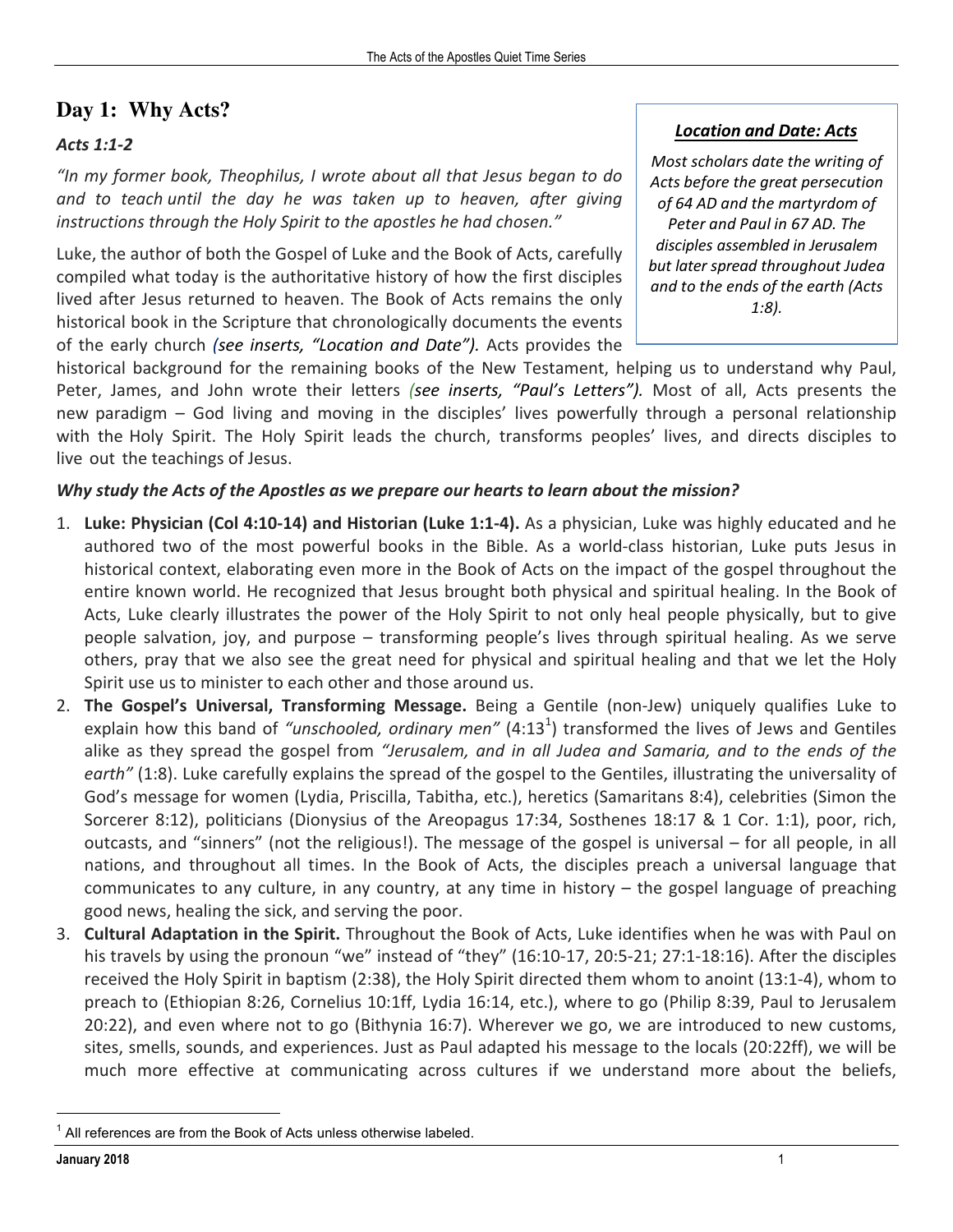## Day 1: Why Acts?

### *Acts 1:1-2*

*"In my former book, Theophilus, I wrote about all that Jesus began to do and to teach until the day he was taken up to heaven, after giving instructions through the Holy Spirit to the apostles he had chosen."*

> ***Location and Date: Acts***
>
> *Most scholars date the writing of Acts before the great persecution of 64 AD and the martyrdom of Peter and Paul in 67 AD. The disciples assembled in Jerusalem but later spread throughout Judea and to the ends of the earth (Acts 1:8).*

Luke, the author of both the Gospel of Luke and the Book of Acts, carefully compiled what today is the authoritative history of how the first disciples lived after Jesus returned to heaven. The Book of Acts remains the only historical book in the Scripture that chronologically documents the events of the early church ***(see inserts, "Location and Date").*** Acts provides the historical background for the remaining books of the New Testament, helping us to understand why Paul, Peter, James, and John wrote their letters ***(see inserts, "Paul's Letters").*** Most of all, Acts presents the new paradigm – God living and moving in the disciples' lives powerfully through a personal relationship with the Holy Spirit. The Holy Spirit leads the church, transforms peoples' lives, and directs disciples to live out the teachings of Jesus.

***Why study the Acts of the Apostles as we prepare our hearts to learn about the mission?***

1. **Luke: Physician (Col 4:10-14) and Historian (Luke 1:1-4).** As a physician, Luke was highly educated and he authored two of the most powerful books in the Bible. As a world-class historian, Luke puts Jesus in historical context, elaborating even more in the Book of Acts on the impact of the gospel throughout the entire known world. He recognized that Jesus brought both physical and spiritual healing. In the Book of Acts, Luke clearly illustrates the power of the Holy Spirit to not only heal people physically, but to give people salvation, joy, and purpose – transforming people's lives through spiritual healing. As we serve others, pray that we also see the great need for physical and spiritual healing and that we let the Holy Spirit use us to minister to each other and those around us.
2. **The Gospel's Universal, Transforming Message.** Being a Gentile (non-Jew) uniquely qualifies Luke to explain how this band of *"unschooled, ordinary men"* (4:13[1]) transformed the lives of Jews and Gentiles alike as they spread the gospel from *"Jerusalem, and in all Judea and Samaria, and to the ends of the earth"* (1:8). Luke carefully explains the spread of the gospel to the Gentiles, illustrating the universality of God's message for women (Lydia, Priscilla, Tabitha, etc.), heretics (Samaritans 8:4), celebrities (Simon the Sorcerer 8:12), politicians (Dionysius of the Areopagus 17:34, Sosthenes 18:17 & 1 Cor. 1:1), poor, rich, outcasts, and "sinners" (not the religious!). The message of the gospel is universal – for all people, in all nations, and throughout all times. In the Book of Acts, the disciples preach a universal language that communicates to any culture, in any country, at any time in history – the gospel language of preaching good news, healing the sick, and serving the poor.
3. **Cultural Adaptation in the Spirit.** Throughout the Book of Acts, Luke identifies when he was with Paul on his travels by using the pronoun "we" instead of "they" (16:10-17, 20:5-21; 27:1-18:16). After the disciples received the Holy Spirit in baptism (2:38), the Holy Spirit directed them whom to anoint (13:1-4), whom to preach to (Ethiopian 8:26, Cornelius 10:1ff, Lydia 16:14, etc.), where to go (Philip 8:39, Paul to Jerusalem 20:22), and even where not to go (Bithynia 16:7). Wherever we go, we are introduced to new customs, sites, smells, sounds, and experiences. Just as Paul adapted his message to the locals (20:22ff), we will be much more effective at communicating across cultures if we understand more about the beliefs,

---

[1] All references are from the Book of Acts unless otherwise labeled.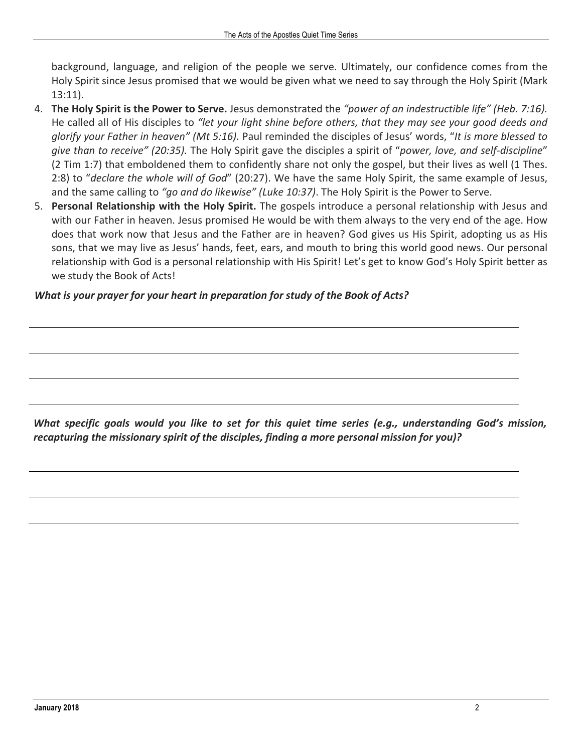background, language, and religion of the people we serve. Ultimately, our confidence comes from the Holy Spirit since Jesus promised that we would be given what we need to say through the Holy Spirit (Mark 13:11).

4. **The Holy Spirit is the Power to Serve.** Jesus demonstrated the *"power of an indestructible life" (Heb. 7:16).* He called all of His disciples to *"let your light shine before others, that they may see your good deeds and glorify your Father in heaven" (Mt 5:16).* Paul reminded the disciples of Jesus' words, "*It is more blessed to give than to receive" (20:35).* The Holy Spirit gave the disciples a spirit of "*power, love, and self-discipline*" (2 Tim 1:7) that emboldened them to confidently share not only the gospel, but their lives as well (1 Thes. 2:8) to "*declare the whole will of God*" (20:27). We have the same Holy Spirit, the same example of Jesus, and the same calling to *"go and do likewise" (Luke 10:37)*. The Holy Spirit is the Power to Serve.
5. **Personal Relationship with the Holy Spirit.** The gospels introduce a personal relationship with Jesus and with our Father in heaven. Jesus promised He would be with them always to the very end of the age. How does that work now that Jesus and the Father are in heaven? God gives us His Spirit, adopting us as His sons, that we may live as Jesus' hands, feet, ears, and mouth to bring this world good news. Our personal relationship with God is a personal relationship with His Spirit! Let's get to know God's Holy Spirit better as we study the Book of Acts!

***What is your prayer for your heart in preparation for study of the Book of Acts?***

___

___

___

___

***What specific goals would you like to set for this quiet time series (e.g., understanding God's mission, recapturing the missionary spirit of the disciples, finding a more personal mission for you)?***

___

___

___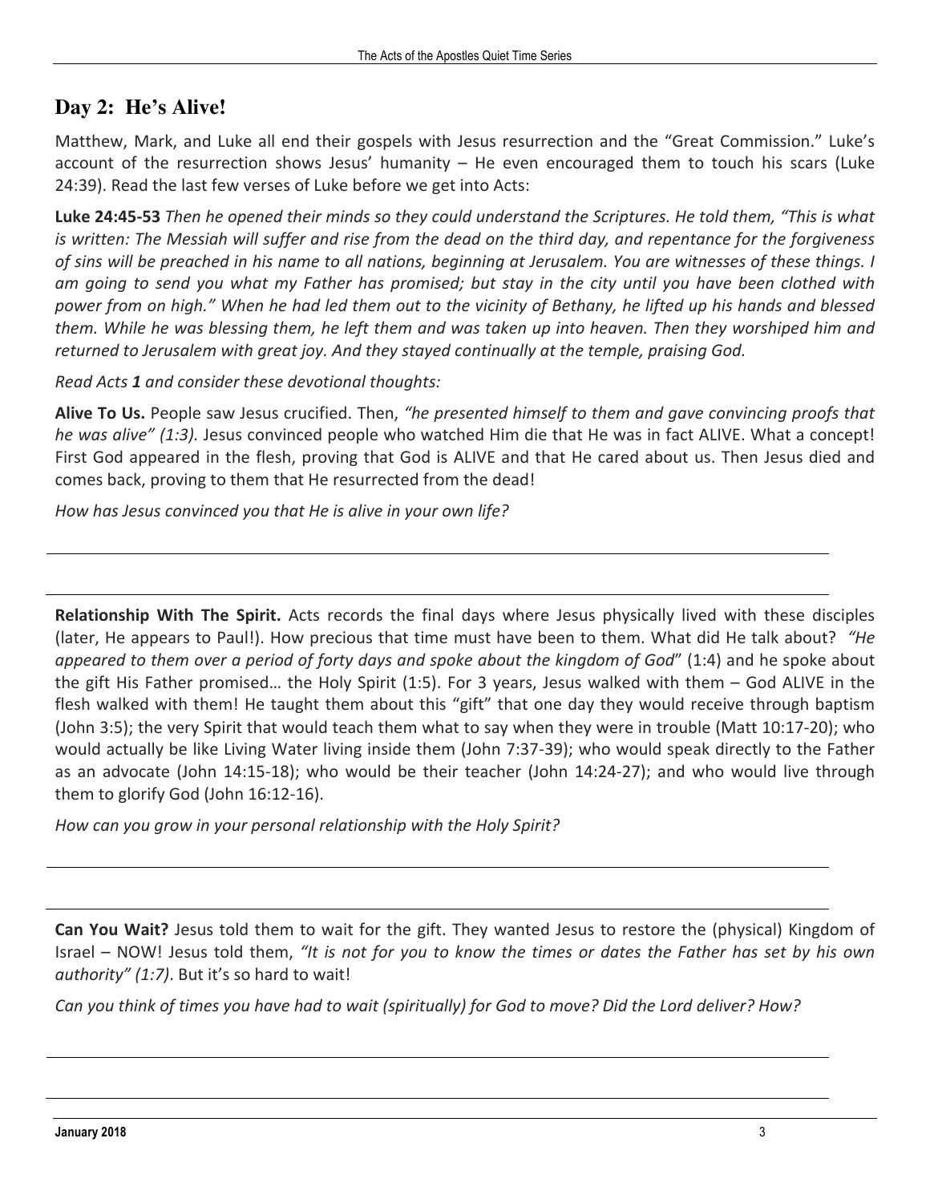## Day 2: He's Alive!

Matthew, Mark, and Luke all end their gospels with Jesus resurrection and the "Great Commission." Luke's account of the resurrection shows Jesus' humanity – He even encouraged them to touch his scars (Luke 24:39). Read the last few verses of Luke before we get into Acts:

**Luke 24:45-53** *Then he opened their minds so they could understand the Scriptures. He told them, "This is what is written: The Messiah will suffer and rise from the dead on the third day, and repentance for the forgiveness of sins will be preached in his name to all nations, beginning at Jerusalem. You are witnesses of these things. I am going to send you what my Father has promised; but stay in the city until you have been clothed with power from on high." When he had led them out to the vicinity of Bethany, he lifted up his hands and blessed them. While he was blessing them, he left them and was taken up into heaven. Then they worshiped him and returned to Jerusalem with great joy. And they stayed continually at the temple, praising God.*

*Read Acts **1** and consider these devotional thoughts:*

**Alive To Us.** People saw Jesus crucified. Then, *"he presented himself to them and gave convincing proofs that he was alive" (1:3).* Jesus convinced people who watched Him die that He was in fact ALIVE. What a concept! First God appeared in the flesh, proving that God is ALIVE and that He cared about us. Then Jesus died and comes back, proving to them that He resurrected from the dead!

*How has Jesus convinced you that He is alive in your own life?*

---

---

**Relationship With The Spirit.** Acts records the final days where Jesus physically lived with these disciples (later, He appears to Paul!). How precious that time must have been to them. What did He talk about? *"He appeared to them over a period of forty days and spoke about the kingdom of God*" (1:4) and he spoke about the gift His Father promised… the Holy Spirit (1:5). For 3 years, Jesus walked with them – God ALIVE in the flesh walked with them! He taught them about this "gift" that one day they would receive through baptism (John 3:5); the very Spirit that would teach them what to say when they were in trouble (Matt 10:17-20); who would actually be like Living Water living inside them (John 7:37-39); who would speak directly to the Father as an advocate (John 14:15-18); who would be their teacher (John 14:24-27); and who would live through them to glorify God (John 16:12-16).

*How can you grow in your personal relationship with the Holy Spirit?*

---

---

**Can You Wait?** Jesus told them to wait for the gift. They wanted Jesus to restore the (physical) Kingdom of Israel – NOW! Jesus told them, *"It is not for you to know the times or dates the Father has set by his own authority" (1:7)*. But it's so hard to wait!

*Can you think of times you have had to wait (spiritually) for God to move? Did the Lord deliver? How?*

---

---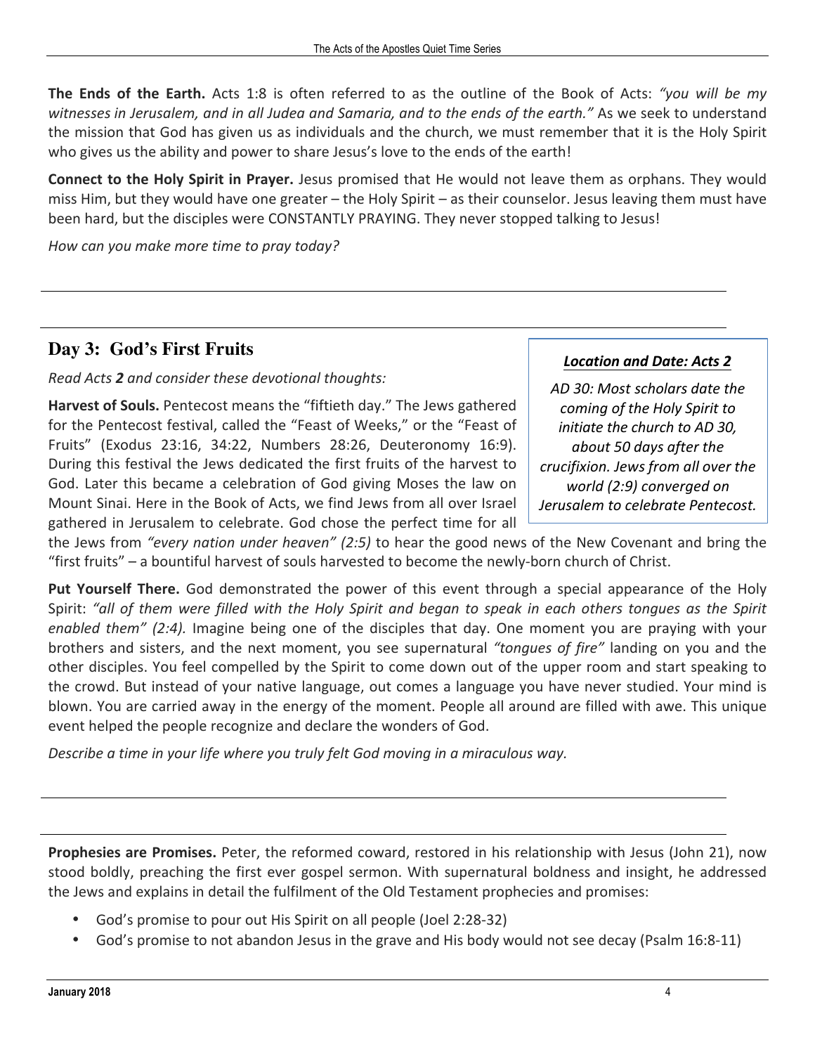**The Ends of the Earth.** Acts 1:8 is often referred to as the outline of the Book of Acts: *"you will be my witnesses in Jerusalem, and in all Judea and Samaria, and to the ends of the earth."* As we seek to understand the mission that God has given us as individuals and the church, we must remember that it is the Holy Spirit who gives us the ability and power to share Jesus's love to the ends of the earth!

**Connect to the Holy Spirit in Prayer.** Jesus promised that He would not leave them as orphans. They would miss Him, but they would have one greater – the Holy Spirit – as their counselor. Jesus leaving them must have been hard, but the disciples were CONSTANTLY PRAYING. They never stopped talking to Jesus!

*How can you make more time to pray today?*

## Day 3: God's First Fruits

*Read Acts **2** and consider these devotional thoughts:*

***Location and Date: Acts 2***

*AD 30: Most scholars date the coming of the Holy Spirit to initiate the church to AD 30, about 50 days after the crucifixion. Jews from all over the world (2:9) converged on Jerusalem to celebrate Pentecost.*

**Harvest of Souls.** Pentecost means the "fiftieth day." The Jews gathered for the Pentecost festival, called the "Feast of Weeks," or the "Feast of Fruits" (Exodus 23:16, 34:22, Numbers 28:26, Deuteronomy 16:9). During this festival the Jews dedicated the first fruits of the harvest to God. Later this became a celebration of God giving Moses the law on Mount Sinai. Here in the Book of Acts, we find Jews from all over Israel gathered in Jerusalem to celebrate. God chose the perfect time for all the Jews from *"every nation under heaven" (2:5)* to hear the good news of the New Covenant and bring the "first fruits" – a bountiful harvest of souls harvested to become the newly-born church of Christ.

**Put Yourself There.** God demonstrated the power of this event through a special appearance of the Holy Spirit: *"all of them were filled with the Holy Spirit and began to speak in each others tongues as the Spirit enabled them" (2:4).* Imagine being one of the disciples that day. One moment you are praying with your brothers and sisters, and the next moment, you see supernatural *"tongues of fire"* landing on you and the other disciples. You feel compelled by the Spirit to come down out of the upper room and start speaking to the crowd. But instead of your native language, out comes a language you have never studied. Your mind is blown. You are carried away in the energy of the moment. People all around are filled with awe. This unique event helped the people recognize and declare the wonders of God.

*Describe a time in your life where you truly felt God moving in a miraculous way.*

**Prophesies are Promises.** Peter, the reformed coward, restored in his relationship with Jesus (John 21), now stood boldly, preaching the first ever gospel sermon. With supernatural boldness and insight, he addressed the Jews and explains in detail the fulfilment of the Old Testament prophecies and promises:

- God's promise to pour out His Spirit on all people (Joel 2:28-32)
- God's promise to not abandon Jesus in the grave and His body would not see decay (Psalm 16:8-11)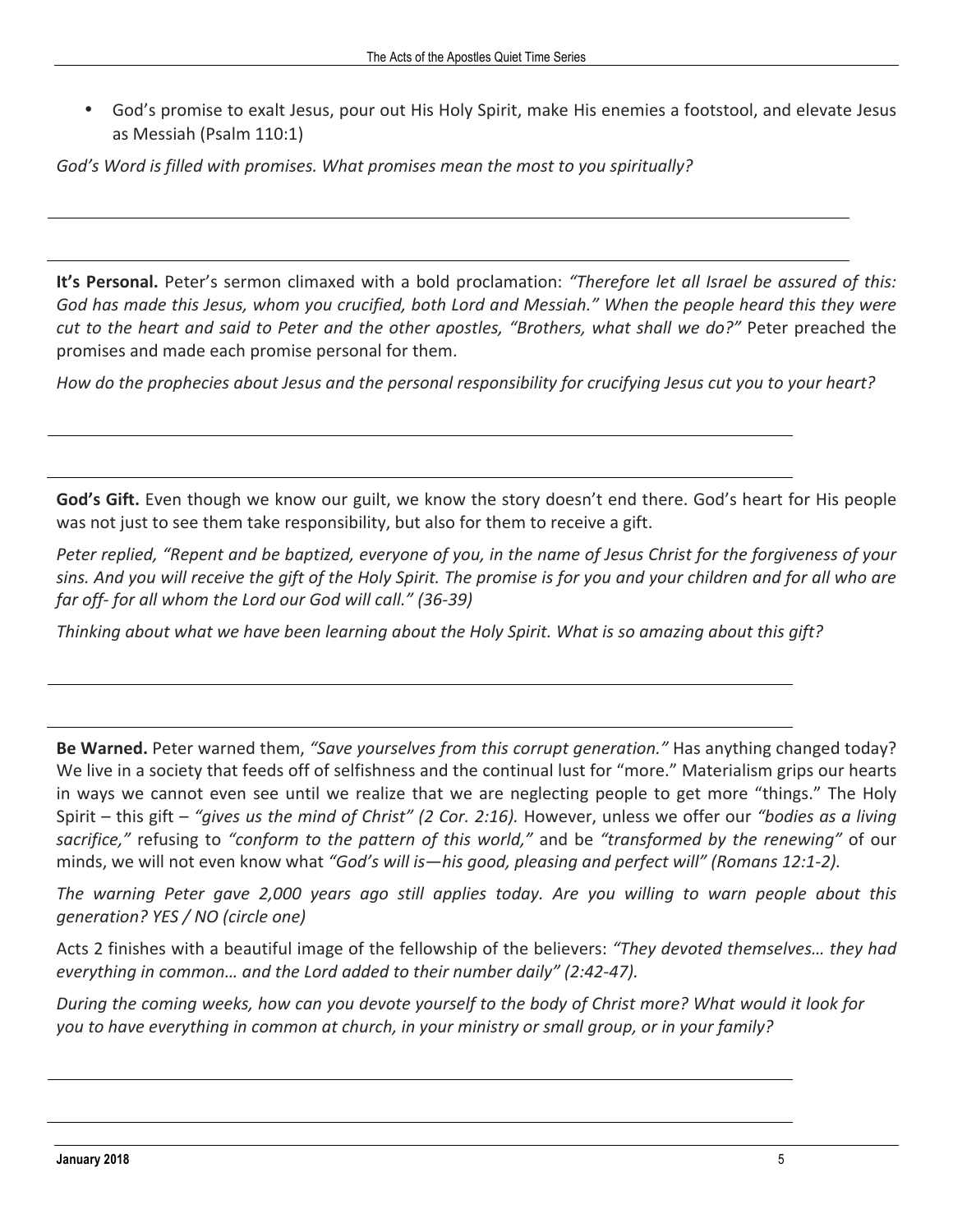- God's promise to exalt Jesus, pour out His Holy Spirit, make His enemies a footstool, and elevate Jesus as Messiah (Psalm 110:1)

*God's Word is filled with promises. What promises mean the most to you spiritually?*

---

---

**It's Personal.** Peter's sermon climaxed with a bold proclamation: *"Therefore let all Israel be assured of this: God has made this Jesus, whom you crucified, both Lord and Messiah." When the people heard this they were cut to the heart and said to Peter and the other apostles, "Brothers, what shall we do?"* Peter preached the promises and made each promise personal for them.

*How do the prophecies about Jesus and the personal responsibility for crucifying Jesus cut you to your heart?*

---

---

**God's Gift.** Even though we know our guilt, we know the story doesn't end there. God's heart for His people was not just to see them take responsibility, but also for them to receive a gift.

*Peter replied, "Repent and be baptized, everyone of you, in the name of Jesus Christ for the forgiveness of your sins. And you will receive the gift of the Holy Spirit. The promise is for you and your children and for all who are far off- for all whom the Lord our God will call." (36-39)*

*Thinking about what we have been learning about the Holy Spirit. What is so amazing about this gift?*

---

---

**Be Warned.** Peter warned them, *"Save yourselves from this corrupt generation."* Has anything changed today? We live in a society that feeds off of selfishness and the continual lust for "more." Materialism grips our hearts in ways we cannot even see until we realize that we are neglecting people to get more "things." The Holy Spirit – this gift – *"gives us the mind of Christ" (2 Cor. 2:16).* However, unless we offer our *"bodies as a living sacrifice,"* refusing to *"conform to the pattern of this world,"* and be *"transformed by the renewing"* of our minds, we will not even know what *"God's will is—his good, pleasing and perfect will" (Romans 12:1-2).*

*The warning Peter gave 2,000 years ago still applies today. Are you willing to warn people about this generation? YES / NO (circle one)*

Acts 2 finishes with a beautiful image of the fellowship of the believers: *"They devoted themselves… they had everything in common… and the Lord added to their number daily" (2:42-47).*

*During the coming weeks, how can you devote yourself to the body of Christ more? What would it look for you to have everything in common at church, in your ministry or small group, or in your family?*

---

---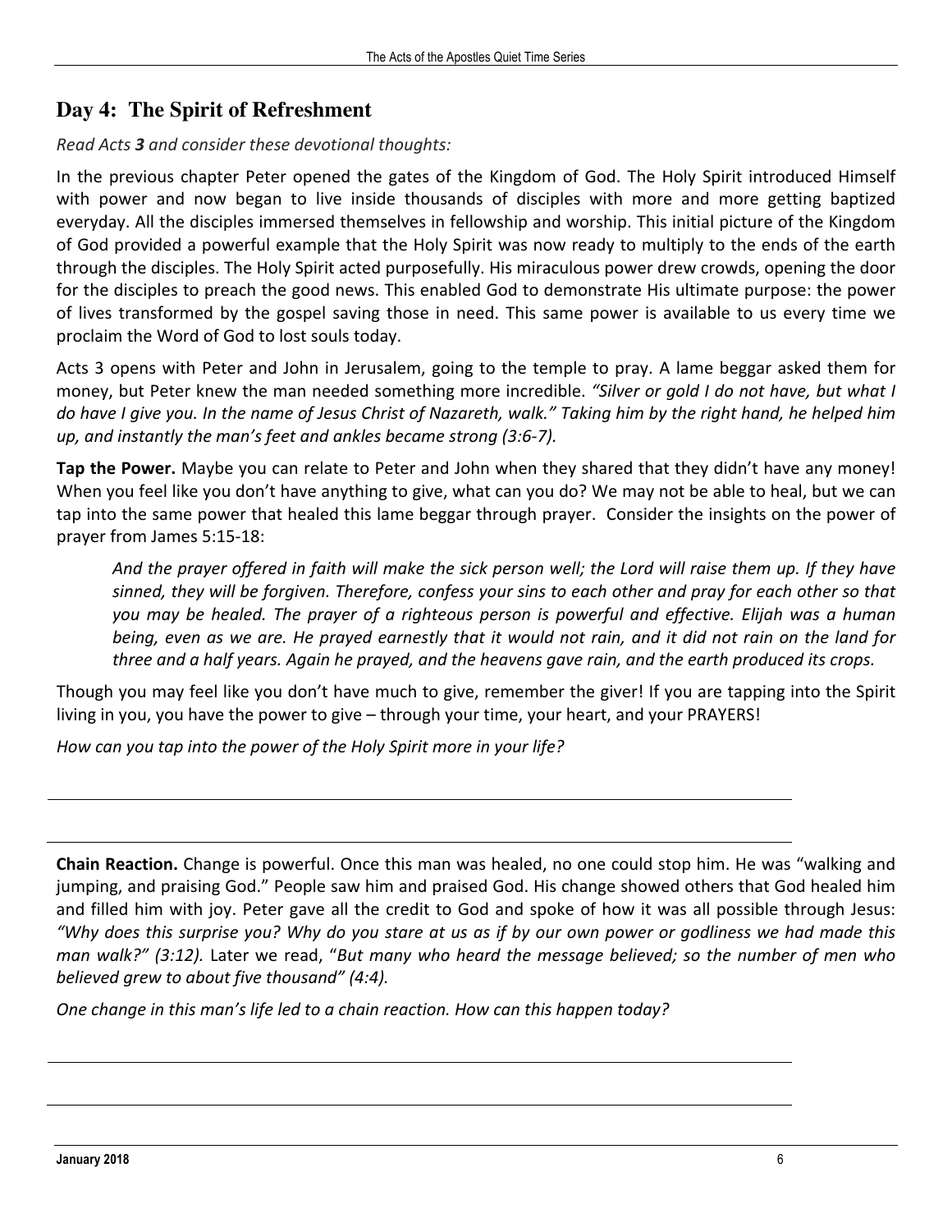## Day 4: The Spirit of Refreshment

*Read Acts **3** and consider these devotional thoughts:*

In the previous chapter Peter opened the gates of the Kingdom of God. The Holy Spirit introduced Himself with power and now began to live inside thousands of disciples with more and more getting baptized everyday. All the disciples immersed themselves in fellowship and worship. This initial picture of the Kingdom of God provided a powerful example that the Holy Spirit was now ready to multiply to the ends of the earth through the disciples. The Holy Spirit acted purposefully. His miraculous power drew crowds, opening the door for the disciples to preach the good news. This enabled God to demonstrate His ultimate purpose: the power of lives transformed by the gospel saving those in need. This same power is available to us every time we proclaim the Word of God to lost souls today.

Acts 3 opens with Peter and John in Jerusalem, going to the temple to pray. A lame beggar asked them for money, but Peter knew the man needed something more incredible. *"Silver or gold I do not have, but what I do have I give you. In the name of Jesus Christ of Nazareth, walk." Taking him by the right hand, he helped him up, and instantly the man's feet and ankles became strong (3:6-7).*

**Tap the Power.** Maybe you can relate to Peter and John when they shared that they didn't have any money! When you feel like you don't have anything to give, what can you do? We may not be able to heal, but we can tap into the same power that healed this lame beggar through prayer. Consider the insights on the power of prayer from James 5:15-18:

> *And the prayer offered in faith will make the sick person well; the Lord will raise them up. If they have sinned, they will be forgiven. Therefore, confess your sins to each other and pray for each other so that you may be healed. The prayer of a righteous person is powerful and effective. Elijah was a human being, even as we are. He prayed earnestly that it would not rain, and it did not rain on the land for three and a half years. Again he prayed, and the heavens gave rain, and the earth produced its crops.*

Though you may feel like you don't have much to give, remember the giver! If you are tapping into the Spirit living in you, you have the power to give – through your time, your heart, and your PRAYERS!

*How can you tap into the power of the Holy Spirit more in your life?*

______________________________________________________________________

______________________________________________________________________

**Chain Reaction.** Change is powerful. Once this man was healed, no one could stop him. He was "walking and jumping, and praising God." People saw him and praised God. His change showed others that God healed him and filled him with joy. Peter gave all the credit to God and spoke of how it was all possible through Jesus: *"Why does this surprise you? Why do you stare at us as if by our own power or godliness we had made this man walk?" (3:12).* Later we read, "*But many who heard the message believed; so the number of men who believed grew to about five thousand" (4:4).*

*One change in this man's life led to a chain reaction. How can this happen today?*

______________________________________________________________________

______________________________________________________________________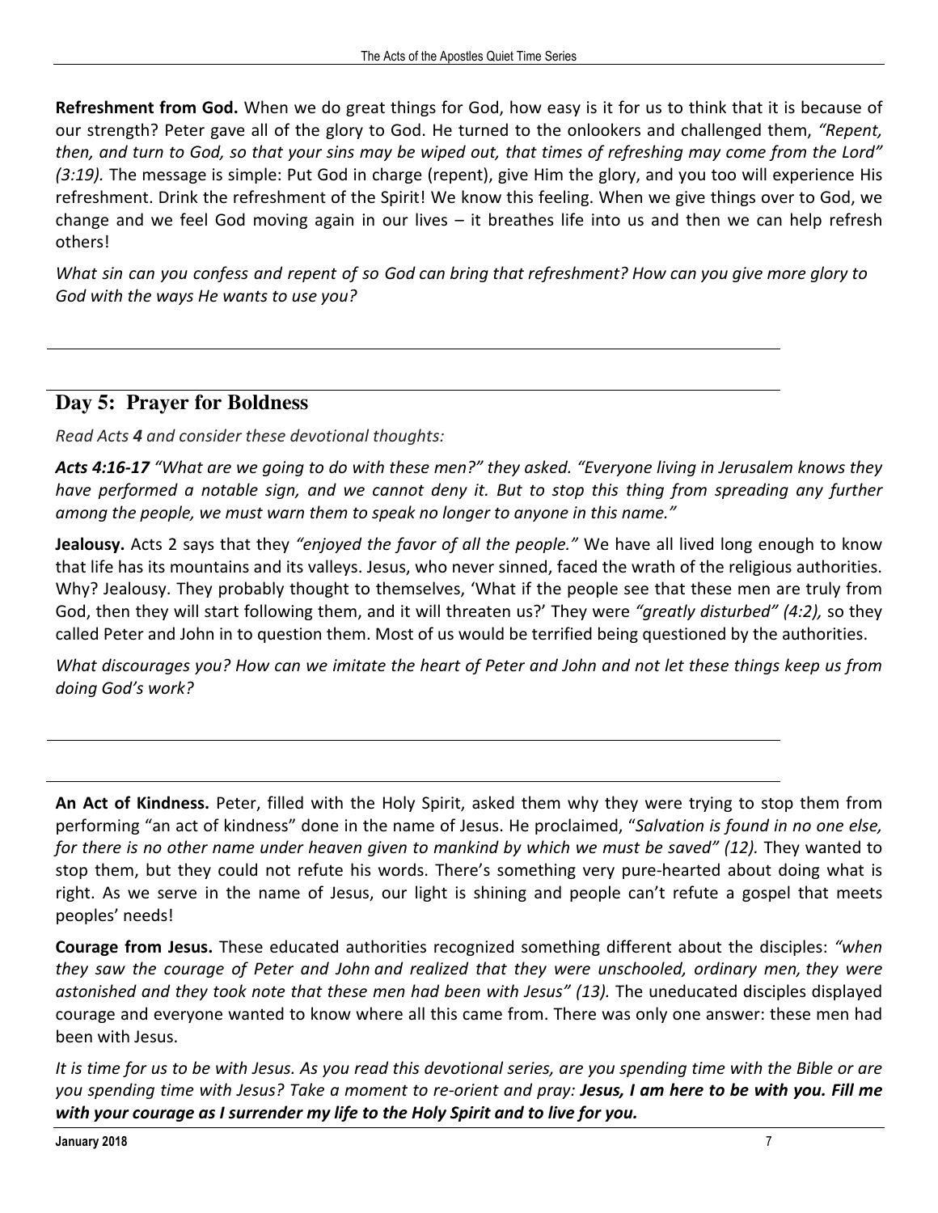**Refreshment from God.** When we do great things for God, how easy is it for us to think that it is because of our strength? Peter gave all of the glory to God. He turned to the onlookers and challenged them, *"Repent, then, and turn to God, so that your sins may be wiped out, that times of refreshing may come from the Lord" (3:19).* The message is simple: Put God in charge (repent), give Him the glory, and you too will experience His refreshment. Drink the refreshment of the Spirit! We know this feeling. When we give things over to God, we change and we feel God moving again in our lives – it breathes life into us and then we can help refresh others!

*What sin can you confess and repent of so God can bring that refreshment? How can you give more glory to God with the ways He wants to use you?*

## Day 5: Prayer for Boldness

*Read Acts **4** and consider these devotional thoughts:*

***Acts 4:16-17** "What are we going to do with these men?" they asked. "Everyone living in Jerusalem knows they have performed a notable sign, and we cannot deny it. But to stop this thing from spreading any further among the people, we must warn them to speak no longer to anyone in this name."*

**Jealousy.** Acts 2 says that they *"enjoyed the favor of all the people."* We have all lived long enough to know that life has its mountains and its valleys. Jesus, who never sinned, faced the wrath of the religious authorities. Why? Jealousy. They probably thought to themselves, 'What if the people see that these men are truly from God, then they will start following them, and it will threaten us?' They were *"greatly disturbed" (4:2),* so they called Peter and John in to question them. Most of us would be terrified being questioned by the authorities.

*What discourages you? How can we imitate the heart of Peter and John and not let these things keep us from doing God's work?*

**An Act of Kindness.** Peter, filled with the Holy Spirit, asked them why they were trying to stop them from performing "an act of kindness" done in the name of Jesus. He proclaimed, "*Salvation is found in no one else, for there is no other name under heaven given to mankind by which we must be saved" (12).* They wanted to stop them, but they could not refute his words. There's something very pure-hearted about doing what is right. As we serve in the name of Jesus, our light is shining and people can't refute a gospel that meets peoples' needs!

**Courage from Jesus.** These educated authorities recognized something different about the disciples: *"when they saw the courage of Peter and John and realized that they were unschooled, ordinary men, they were astonished and they took note that these men had been with Jesus" (13).* The uneducated disciples displayed courage and everyone wanted to know where all this came from. There was only one answer: these men had been with Jesus.

*It is time for us to be with Jesus. As you read this devotional series, are you spending time with the Bible or are you spending time with Jesus? Take a moment to re-orient and pray: **Jesus, I am here to be with you. Fill me with your courage as I surrender my life to the Holy Spirit and to live for you.***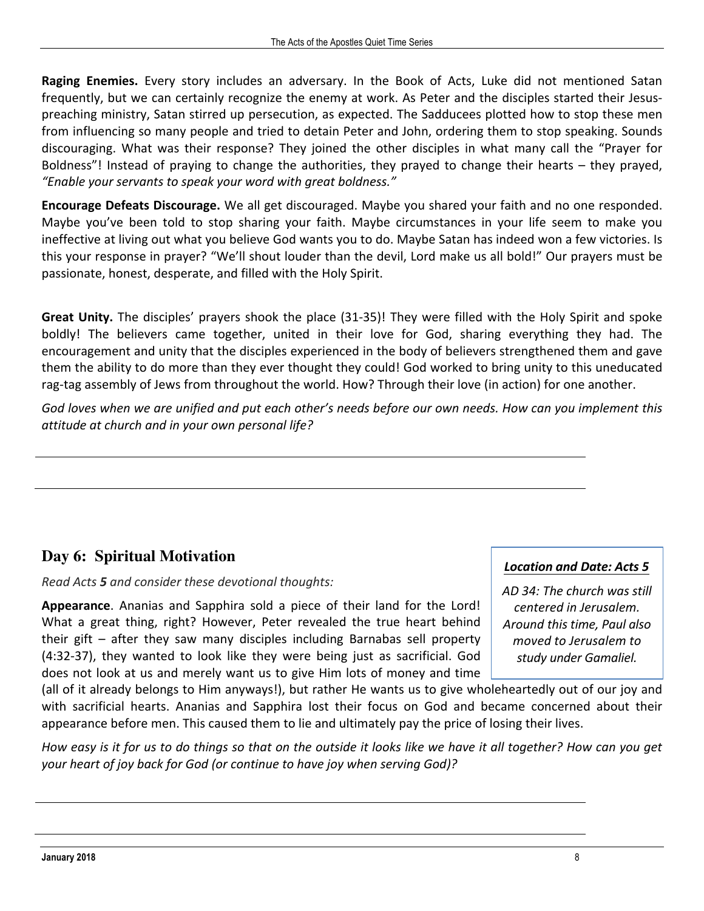**Raging Enemies.** Every story includes an adversary. In the Book of Acts, Luke did not mentioned Satan frequently, but we can certainly recognize the enemy at work. As Peter and the disciples started their Jesus-preaching ministry, Satan stirred up persecution, as expected. The Sadducees plotted how to stop these men from influencing so many people and tried to detain Peter and John, ordering them to stop speaking. Sounds discouraging. What was their response? They joined the other disciples in what many call the "Prayer for Boldness"! Instead of praying to change the authorities, they prayed to change their hearts – they prayed, *"Enable your servants to speak your word with great boldness."*

**Encourage Defeats Discourage.** We all get discouraged. Maybe you shared your faith and no one responded. Maybe you've been told to stop sharing your faith. Maybe circumstances in your life seem to make you ineffective at living out what you believe God wants you to do. Maybe Satan has indeed won a few victories. Is this your response in prayer? "We'll shout louder than the devil, Lord make us all bold!" Our prayers must be passionate, honest, desperate, and filled with the Holy Spirit.

**Great Unity.** The disciples' prayers shook the place (31-35)! They were filled with the Holy Spirit and spoke boldly! The believers came together, united in their love for God, sharing everything they had. The encouragement and unity that the disciples experienced in the body of believers strengthened them and gave them the ability to do more than they ever thought they could! God worked to bring unity to this uneducated rag-tag assembly of Jews from throughout the world. How? Through their love (in action) for one another.

*God loves when we are unified and put each other's needs before our own needs. How can you implement this attitude at church and in your own personal life?*

## Day 6: Spiritual Motivation

*Read Acts **5** and consider these devotional thoughts:*

> ***Location and Date: Acts 5***
>
> *AD 34: The church was still centered in Jerusalem. Around this time, Paul also moved to Jerusalem to study under Gamaliel.*

**Appearance**. Ananias and Sapphira sold a piece of their land for the Lord! What a great thing, right? However, Peter revealed the true heart behind their gift – after they saw many disciples including Barnabas sell property (4:32-37), they wanted to look like they were being just as sacrificial. God does not look at us and merely want us to give Him lots of money and time (all of it already belongs to Him anyways!), but rather He wants us to give wholeheartedly out of our joy and with sacrificial hearts. Ananias and Sapphira lost their focus on God and became concerned about their appearance before men. This caused them to lie and ultimately pay the price of losing their lives.

*How easy is it for us to do things so that on the outside it looks like we have it all together? How can you get your heart of joy back for God (or continue to have joy when serving God)?*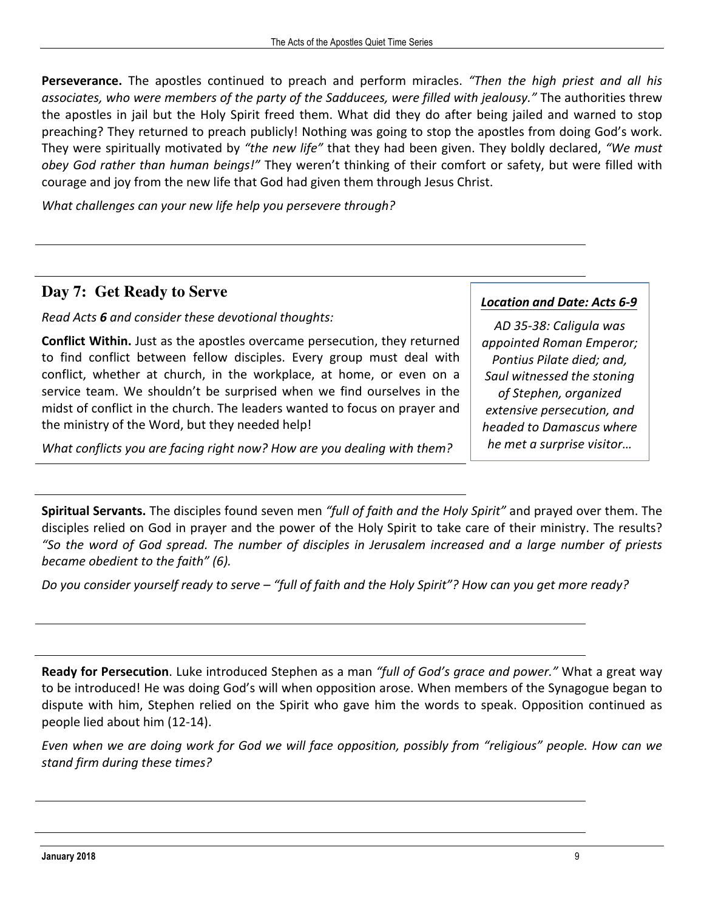**Perseverance.** The apostles continued to preach and perform miracles. *"Then the high priest and all his associates, who were members of the party of the Sadducees, were filled with jealousy."* The authorities threw the apostles in jail but the Holy Spirit freed them. What did they do after being jailed and warned to stop preaching? They returned to preach publicly! Nothing was going to stop the apostles from doing God's work. They were spiritually motivated by *"the new life"* that they had been given. They boldly declared, *"We must obey God rather than human beings!"* They weren't thinking of their comfort or safety, but were filled with courage and joy from the new life that God had given them through Jesus Christ.

*What challenges can your new life help you persevere through?*

## Day 7: Get Ready to Serve

***Location and Date: Acts 6-9***

*AD 35-38: Caligula was appointed Roman Emperor; Pontius Pilate died; and, Saul witnessed the stoning of Stephen, organized extensive persecution, and headed to Damascus where he met a surprise visitor…*

*Read Acts **6** and consider these devotional thoughts:*

**Conflict Within.** Just as the apostles overcame persecution, they returned to find conflict between fellow disciples. Every group must deal with conflict, whether at church, in the workplace, at home, or even on a service team. We shouldn't be surprised when we find ourselves in the midst of conflict in the church. The leaders wanted to focus on prayer and the ministry of the Word, but they needed help!

*What conflicts you are facing right now? How are you dealing with them?*

**Spiritual Servants.** The disciples found seven men *"full of faith and the Holy Spirit"* and prayed over them. The disciples relied on God in prayer and the power of the Holy Spirit to take care of their ministry. The results? *"So the word of God spread. The number of disciples in Jerusalem increased and a large number of priests became obedient to the faith" (6).*

*Do you consider yourself ready to serve – "full of faith and the Holy Spirit"? How can you get more ready?*

**Ready for Persecution**. Luke introduced Stephen as a man *"full of God's grace and power."* What a great way to be introduced! He was doing God's will when opposition arose. When members of the Synagogue began to dispute with him, Stephen relied on the Spirit who gave him the words to speak. Opposition continued as people lied about him (12-14).

*Even when we are doing work for God we will face opposition, possibly from "religious" people. How can we stand firm during these times?*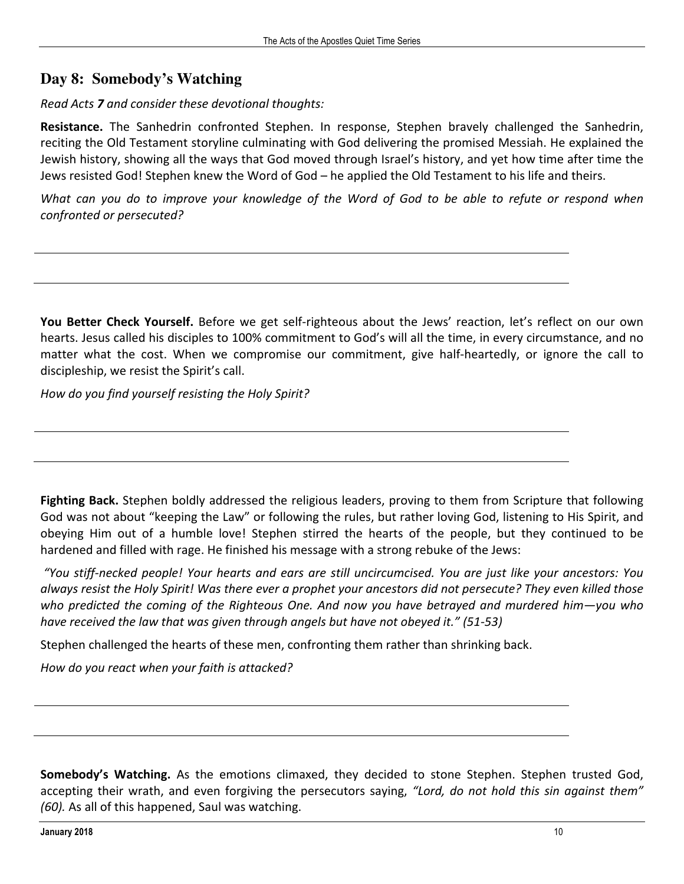## Day 8: Somebody's Watching

*Read Acts **7** and consider these devotional thoughts:*

**Resistance.** The Sanhedrin confronted Stephen. In response, Stephen bravely challenged the Sanhedrin, reciting the Old Testament storyline culminating with God delivering the promised Messiah. He explained the Jewish history, showing all the ways that God moved through Israel's history, and yet how time after time the Jews resisted God! Stephen knew the Word of God – he applied the Old Testament to his life and theirs.

*What can you do to improve your knowledge of the Word of God to be able to refute or respond when confronted or persecuted?*

---

---

**You Better Check Yourself.** Before we get self-righteous about the Jews' reaction, let's reflect on our own hearts. Jesus called his disciples to 100% commitment to God's will all the time, in every circumstance, and no matter what the cost. When we compromise our commitment, give half-heartedly, or ignore the call to discipleship, we resist the Spirit's call.

*How do you find yourself resisting the Holy Spirit?*

---

---

**Fighting Back.** Stephen boldly addressed the religious leaders, proving to them from Scripture that following God was not about "keeping the Law" or following the rules, but rather loving God, listening to His Spirit, and obeying Him out of a humble love! Stephen stirred the hearts of the people, but they continued to be hardened and filled with rage. He finished his message with a strong rebuke of the Jews:

*"You stiff-necked people! Your hearts and ears are still uncircumcised. You are just like your ancestors: You always resist the Holy Spirit! Was there ever a prophet your ancestors did not persecute? They even killed those who predicted the coming of the Righteous One. And now you have betrayed and murdered him—you who have received the law that was given through angels but have not obeyed it." (51-53)*

Stephen challenged the hearts of these men, confronting them rather than shrinking back.

*How do you react when your faith is attacked?*

---

---

**Somebody's Watching.** As the emotions climaxed, they decided to stone Stephen. Stephen trusted God, accepting their wrath, and even forgiving the persecutors saying, *"Lord, do not hold this sin against them" (60).* As all of this happened, Saul was watching.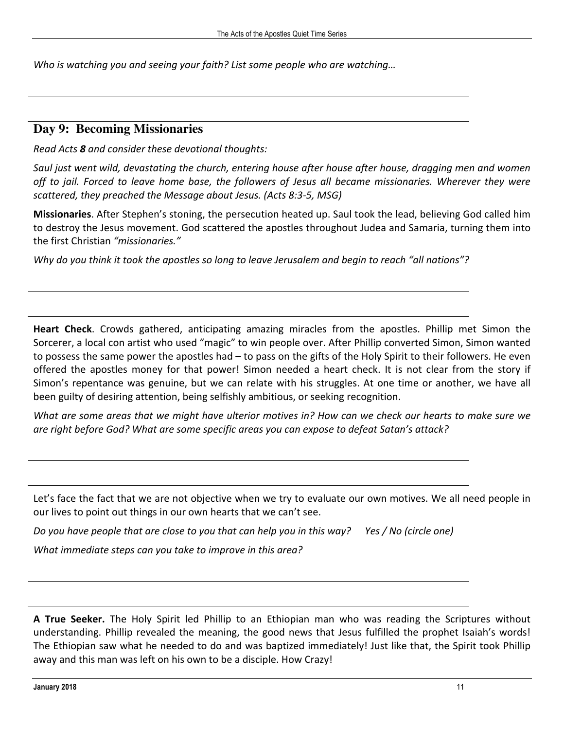*Who is watching you and seeing your faith? List some people who are watching…*

## Day 9: Becoming Missionaries

*Read Acts **8** and consider these devotional thoughts:*

*Saul just went wild, devastating the church, entering house after house, dragging men and women off to jail. Forced to leave home base, the followers of Jesus all became missionaries. Wherever they were scattered, they preached the Message about Jesus. (Acts 8:3-5, MSG)*

**Missionaries**. After Stephen's stoning, the persecution heated up. Saul took the lead, believing God called him to destroy the Jesus movement. God scattered the apostles throughout Judea and Samaria, turning them into the first Christian *"missionaries."*

*Why do you think it took the apostles so long to leave Jerusalem and begin to reach "all nations"?*

**Heart Check**. Crowds gathered, anticipating amazing miracles from the apostles. Phillip met Simon the Sorcerer, a local con artist who used "magic" to win people over. After Phillip converted Simon, Simon wanted to possess the same power the apostles had – to pass on the gifts of the Holy Spirit to their followers. He even offered the apostles money for that power! Simon needed a heart check. It is not clear from the story if Simon's repentance was genuine, but we can relate with his struggles. At one time or another, we have all been guilty of desiring attention, being selfishly ambitious, or seeking recognition.

*What are some areas that we might have ulterior motives in? How can we check our hearts to make sure we are right before God? What are some specific areas you can expose to defeat Satan's attack?*

Let's face the fact that we are not objective when we try to evaluate our own motives. We all need people in our lives to point out things in our own hearts that we can't see.

*Do you have people that are close to you that can help you in this way? Yes / No (circle one)*

*What immediate steps can you take to improve in this area?*

**A True Seeker.** The Holy Spirit led Phillip to an Ethiopian man who was reading the Scriptures without understanding. Phillip revealed the meaning, the good news that Jesus fulfilled the prophet Isaiah's words! The Ethiopian saw what he needed to do and was baptized immediately! Just like that, the Spirit took Phillip away and this man was left on his own to be a disciple. How Crazy!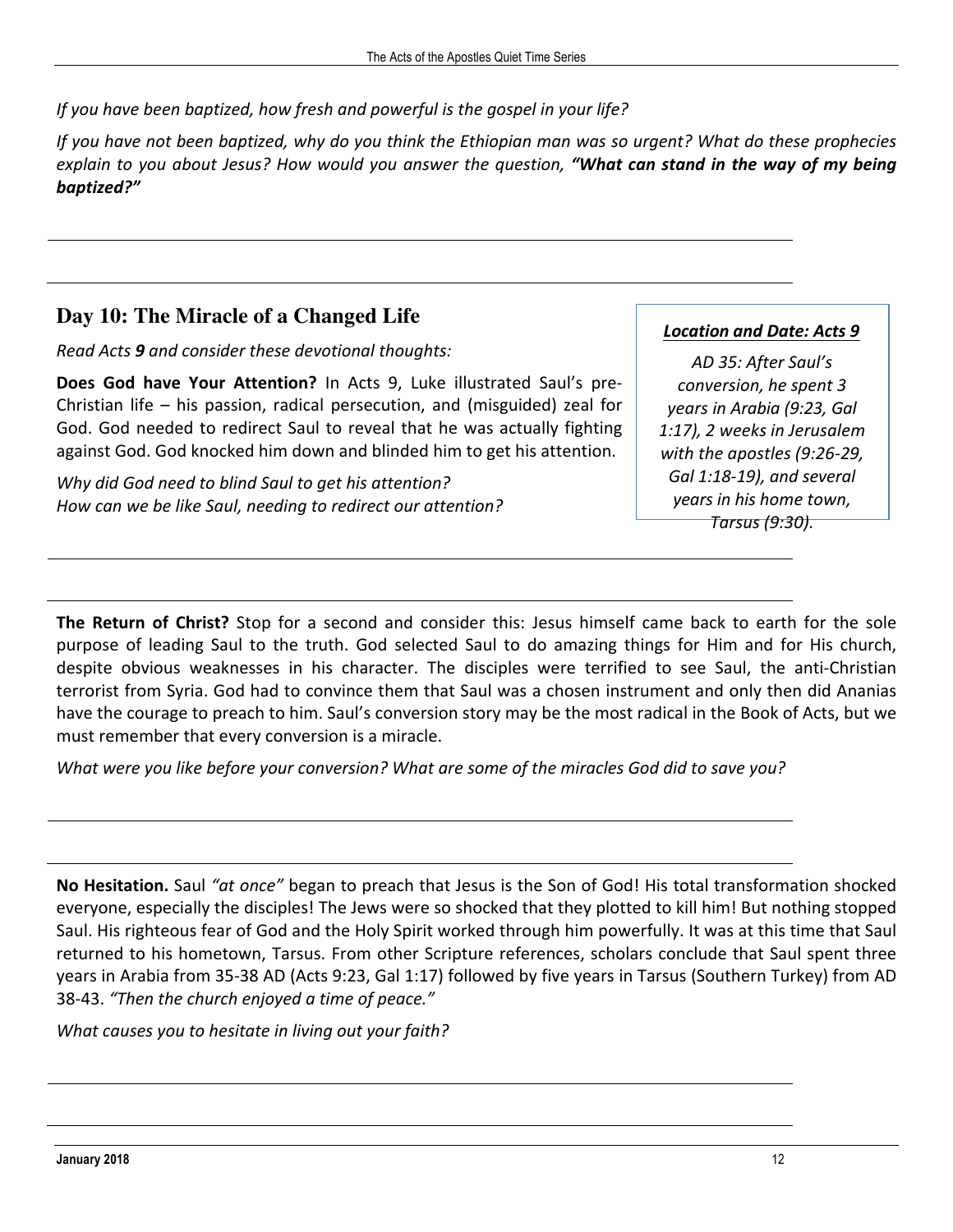*If you have been baptized, how fresh and powerful is the gospel in your life?*

*If you have not been baptized, why do you think the Ethiopian man was so urgent? What do these prophecies explain to you about Jesus? How would you answer the question,* ***"What can stand in the way of my being baptized?"***

## Day 10: The Miracle of a Changed Life

*Read Acts **9** and consider these devotional thoughts:*

> ***Location and Date: Acts 9***
>
> *AD 35: After Saul's conversion, he spent 3 years in Arabia (9:23, Gal 1:17), 2 weeks in Jerusalem with the apostles (9:26-29, Gal 1:18-19), and several years in his home town, Tarsus (9:30).*

**Does God have Your Attention?** In Acts 9, Luke illustrated Saul's pre-Christian life – his passion, radical persecution, and (misguided) zeal for God. God needed to redirect Saul to reveal that he was actually fighting against God. God knocked him down and blinded him to get his attention.

*Why did God need to blind Saul to get his attention?*
*How can we be like Saul, needing to redirect our attention?*

**The Return of Christ?** Stop for a second and consider this: Jesus himself came back to earth for the sole purpose of leading Saul to the truth. God selected Saul to do amazing things for Him and for His church, despite obvious weaknesses in his character. The disciples were terrified to see Saul, the anti-Christian terrorist from Syria. God had to convince them that Saul was a chosen instrument and only then did Ananias have the courage to preach to him. Saul's conversion story may be the most radical in the Book of Acts, but we must remember that every conversion is a miracle.

*What were you like before your conversion? What are some of the miracles God did to save you?*

**No Hesitation.** Saul *"at once"* began to preach that Jesus is the Son of God! His total transformation shocked everyone, especially the disciples! The Jews were so shocked that they plotted to kill him! But nothing stopped Saul. His righteous fear of God and the Holy Spirit worked through him powerfully. It was at this time that Saul returned to his hometown, Tarsus. From other Scripture references, scholars conclude that Saul spent three years in Arabia from 35-38 AD (Acts 9:23, Gal 1:17) followed by five years in Tarsus (Southern Turkey) from AD 38-43. *"Then the church enjoyed a time of peace."*

*What causes you to hesitate in living out your faith?*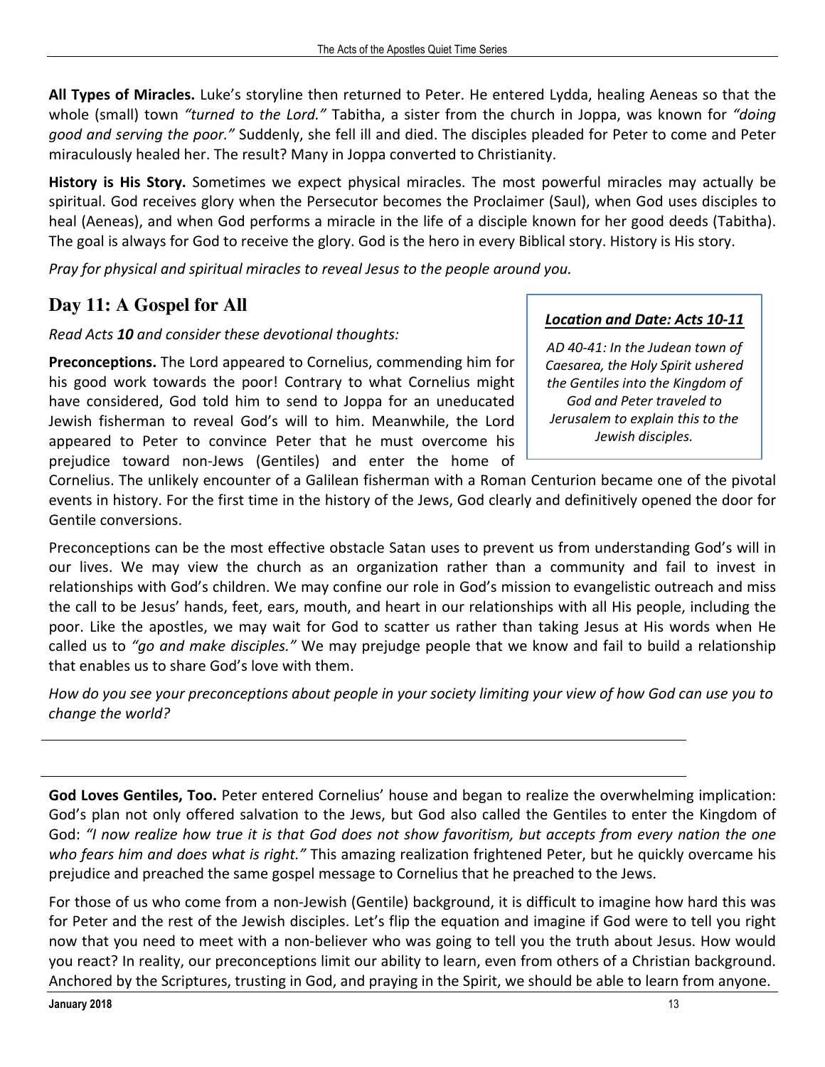**All Types of Miracles.** Luke's storyline then returned to Peter. He entered Lydda, healing Aeneas so that the whole (small) town *"turned to the Lord."* Tabitha, a sister from the church in Joppa, was known for *"doing good and serving the poor."* Suddenly, she fell ill and died. The disciples pleaded for Peter to come and Peter miraculously healed her. The result? Many in Joppa converted to Christianity.

**History is His Story.** Sometimes we expect physical miracles. The most powerful miracles may actually be spiritual. God receives glory when the Persecutor becomes the Proclaimer (Saul), when God uses disciples to heal (Aeneas), and when God performs a miracle in the life of a disciple known for her good deeds (Tabitha). The goal is always for God to receive the glory. God is the hero in every Biblical story. History is His story.

*Pray for physical and spiritual miracles to reveal Jesus to the people around you.*

## Day 11: A Gospel for All

***Location and Date: Acts 10-11***

*AD 40-41: In the Judean town of Caesarea, the Holy Spirit ushered the Gentiles into the Kingdom of God and Peter traveled to Jerusalem to explain this to the Jewish disciples.*

*Read Acts **10** and consider these devotional thoughts:*

**Preconceptions.** The Lord appeared to Cornelius, commending him for his good work towards the poor! Contrary to what Cornelius might have considered, God told him to send to Joppa for an uneducated Jewish fisherman to reveal God's will to him. Meanwhile, the Lord appeared to Peter to convince Peter that he must overcome his prejudice toward non-Jews (Gentiles) and enter the home of Cornelius. The unlikely encounter of a Galilean fisherman with a Roman Centurion became one of the pivotal events in history. For the first time in the history of the Jews, God clearly and definitively opened the door for Gentile conversions.

Preconceptions can be the most effective obstacle Satan uses to prevent us from understanding God's will in our lives. We may view the church as an organization rather than a community and fail to invest in relationships with God's children. We may confine our role in God's mission to evangelistic outreach and miss the call to be Jesus' hands, feet, ears, mouth, and heart in our relationships with all His people, including the poor. Like the apostles, we may wait for God to scatter us rather than taking Jesus at His words when He called us to *"go and make disciples."* We may prejudge people that we know and fail to build a relationship that enables us to share God's love with them.

*How do you see your preconceptions about people in your society limiting your view of how God can use you to change the world?*

---

---

**God Loves Gentiles, Too.** Peter entered Cornelius' house and began to realize the overwhelming implication: God's plan not only offered salvation to the Jews, but God also called the Gentiles to enter the Kingdom of God: *"I now realize how true it is that God does not show favoritism, but accepts from every nation the one who fears him and does what is right."* This amazing realization frightened Peter, but he quickly overcame his prejudice and preached the same gospel message to Cornelius that he preached to the Jews.

For those of us who come from a non-Jewish (Gentile) background, it is difficult to imagine how hard this was for Peter and the rest of the Jewish disciples. Let's flip the equation and imagine if God were to tell you right now that you need to meet with a non-believer who was going to tell you the truth about Jesus. How would you react? In reality, our preconceptions limit our ability to learn, even from others of a Christian background. Anchored by the Scriptures, trusting in God, and praying in the Spirit, we should be able to learn from anyone.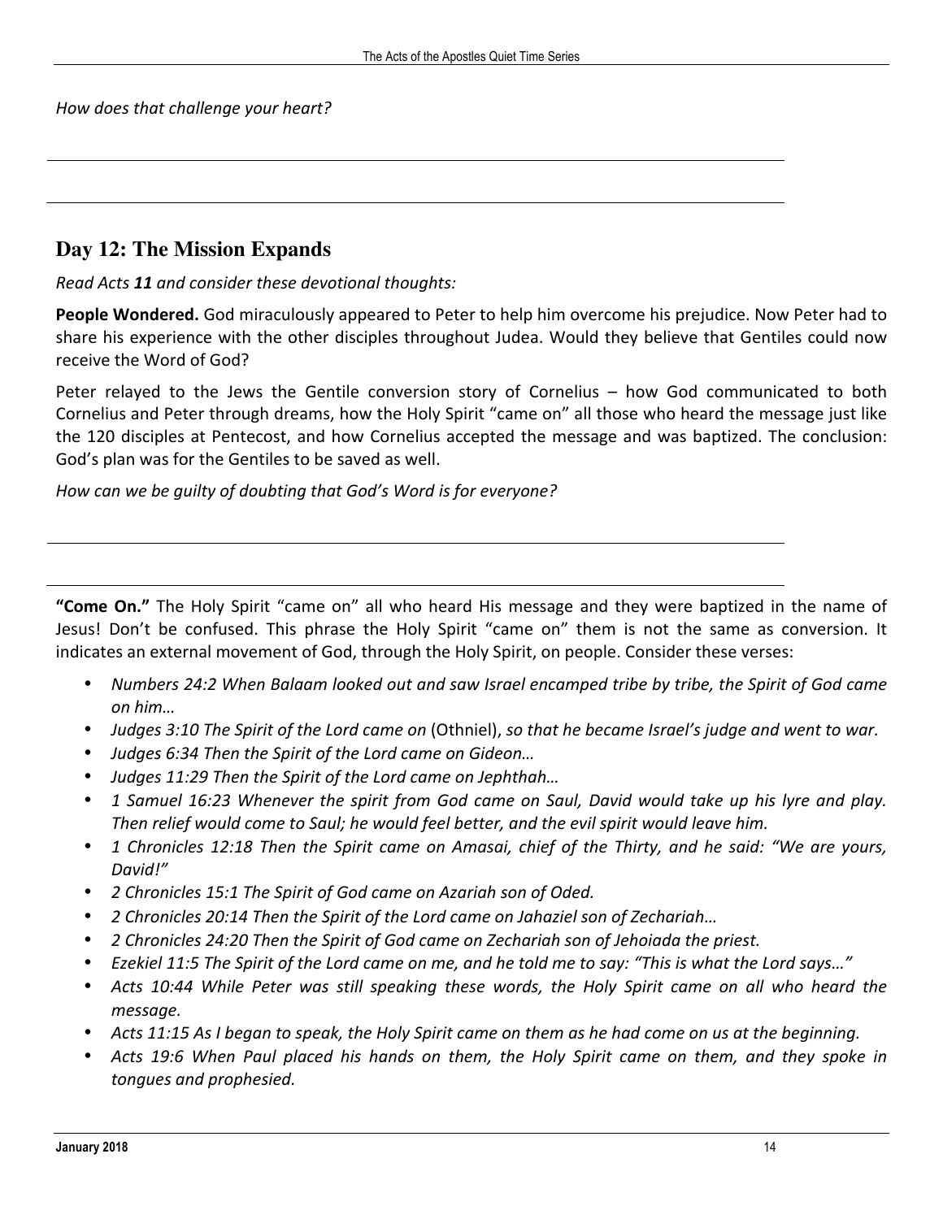*How does that challenge your heart?*

## Day 12: The Mission Expands

*Read Acts **11** and consider these devotional thoughts:*

**People Wondered.** God miraculously appeared to Peter to help him overcome his prejudice. Now Peter had to share his experience with the other disciples throughout Judea. Would they believe that Gentiles could now receive the Word of God?

Peter relayed to the Jews the Gentile conversion story of Cornelius – how God communicated to both Cornelius and Peter through dreams, how the Holy Spirit "came on" all those who heard the message just like the 120 disciples at Pentecost, and how Cornelius accepted the message and was baptized. The conclusion: God's plan was for the Gentiles to be saved as well.

*How can we be guilty of doubting that God's Word is for everyone?*

**"Come On."** The Holy Spirit "came on" all who heard His message and they were baptized in the name of Jesus! Don't be confused. This phrase the Holy Spirit "came on" them is not the same as conversion. It indicates an external movement of God, through the Holy Spirit, on people. Consider these verses:

- *Numbers 24:2 When Balaam looked out and saw Israel encamped tribe by tribe, the Spirit of God came on him…*
- *Judges 3:10 The Spirit of the Lord came on* (Othniel), *so that he became Israel's judge and went to war.*
- *Judges 6:34 Then the Spirit of the Lord came on Gideon…*
- *Judges 11:29 Then the Spirit of the Lord came on Jephthah…*
- *1 Samuel 16:23 Whenever the spirit from God came on Saul, David would take up his lyre and play. Then relief would come to Saul; he would feel better, and the evil spirit would leave him.*
- *1 Chronicles 12:18 Then the Spirit came on Amasai, chief of the Thirty, and he said: "We are yours, David!"*
- *2 Chronicles 15:1 The Spirit of God came on Azariah son of Oded.*
- *2 Chronicles 20:14 Then the Spirit of the Lord came on Jahaziel son of Zechariah…*
- *2 Chronicles 24:20 Then the Spirit of God came on Zechariah son of Jehoiada the priest.*
- *Ezekiel 11:5 The Spirit of the Lord came on me, and he told me to say: "This is what the Lord says…"*
- *Acts 10:44 While Peter was still speaking these words, the Holy Spirit came on all who heard the message.*
- *Acts 11:15 As I began to speak, the Holy Spirit came on them as he had come on us at the beginning.*
- *Acts 19:6 When Paul placed his hands on them, the Holy Spirit came on them, and they spoke in tongues and prophesied.*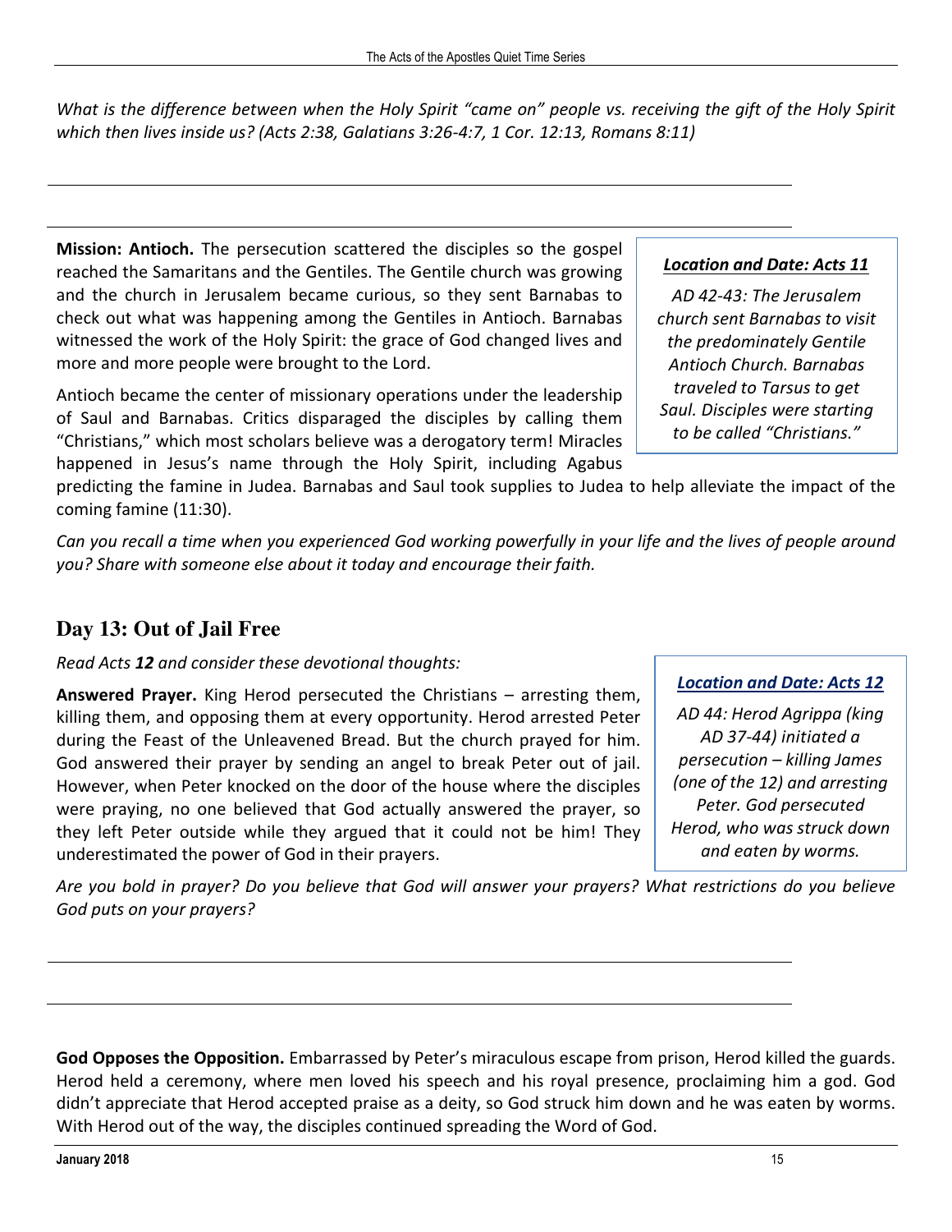*What is the difference between when the Holy Spirit "came on" people vs. receiving the gift of the Holy Spirit which then lives inside us? (Acts 2:38, Galatians 3:26-4:7, 1 Cor. 12:13, Romans 8:11)*

**Mission: Antioch.** The persecution scattered the disciples so the gospel reached the Samaritans and the Gentiles. The Gentile church was growing and the church in Jerusalem became curious, so they sent Barnabas to check out what was happening among the Gentiles in Antioch. Barnabas witnessed the work of the Holy Spirit: the grace of God changed lives and more and more people were brought to the Lord.

> ***Location and Date: Acts 11***
>
> *AD 42-43: The Jerusalem church sent Barnabas to visit the predominately Gentile Antioch Church. Barnabas traveled to Tarsus to get Saul. Disciples were starting to be called "Christians."*

Antioch became the center of missionary operations under the leadership of Saul and Barnabas. Critics disparaged the disciples by calling them "Christians," which most scholars believe was a derogatory term! Miracles happened in Jesus's name through the Holy Spirit, including Agabus predicting the famine in Judea. Barnabas and Saul took supplies to Judea to help alleviate the impact of the coming famine (11:30).

*Can you recall a time when you experienced God working powerfully in your life and the lives of people around you? Share with someone else about it today and encourage their faith.*

## Day 13: Out of Jail Free

*Read Acts **12** and consider these devotional thoughts:*

**Answered Prayer.** King Herod persecuted the Christians – arresting them, killing them, and opposing them at every opportunity. Herod arrested Peter during the Feast of the Unleavened Bread. But the church prayed for him. God answered their prayer by sending an angel to break Peter out of jail. However, when Peter knocked on the door of the house where the disciples were praying, no one believed that God actually answered the prayer, so they left Peter outside while they argued that it could not be him! They underestimated the power of God in their prayers.

> ***Location and Date: Acts 12***
>
> *AD 44: Herod Agrippa (king AD 37-44) initiated a persecution – killing James (one of the 12) and arresting Peter. God persecuted Herod, who was struck down and eaten by worms.*

*Are you bold in prayer? Do you believe that God will answer your prayers? What restrictions do you believe God puts on your prayers?*

**God Opposes the Opposition.** Embarrassed by Peter's miraculous escape from prison, Herod killed the guards. Herod held a ceremony, where men loved his speech and his royal presence, proclaiming him a god. God didn't appreciate that Herod accepted praise as a deity, so God struck him down and he was eaten by worms. With Herod out of the way, the disciples continued spreading the Word of God.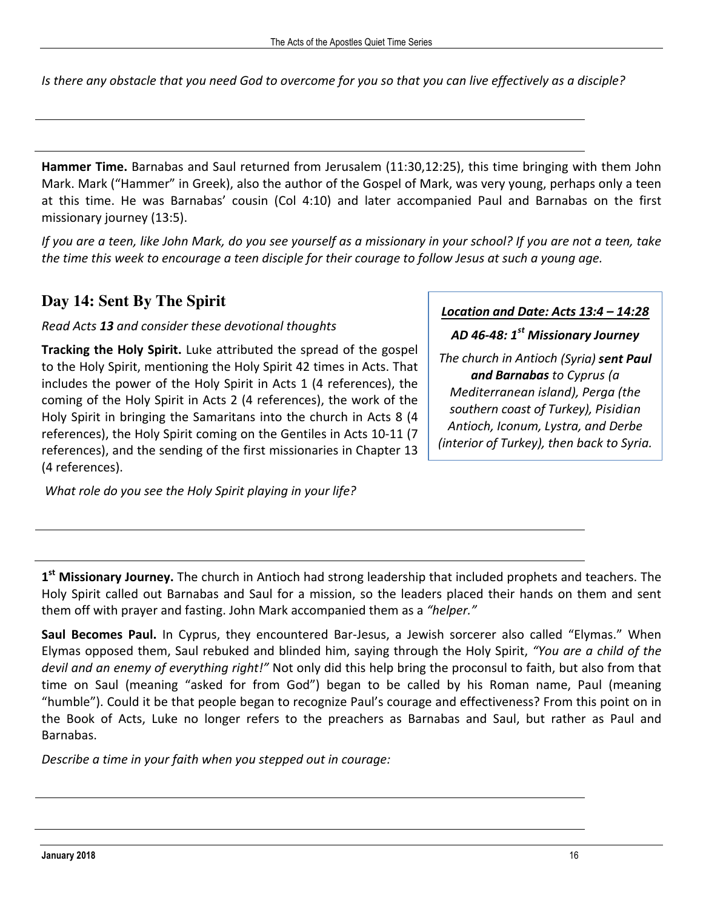*Is there any obstacle that you need God to overcome for you so that you can live effectively as a disciple?*

**Hammer Time.** Barnabas and Saul returned from Jerusalem (11:30,12:25), this time bringing with them John Mark. Mark ("Hammer" in Greek), also the author of the Gospel of Mark, was very young, perhaps only a teen at this time. He was Barnabas' cousin (Col 4:10) and later accompanied Paul and Barnabas on the first missionary journey (13:5).

*If you are a teen, like John Mark, do you see yourself as a missionary in your school? If you are not a teen, take the time this week to encourage a teen disciple for their courage to follow Jesus at such a young age.*

## Day 14: Sent By The Spirit

*Read Acts **13** and consider these devotional thoughts*

> ***Location and Date: Acts 13:4 – 14:28***
>
> ***AD 46-48: 1st Missionary Journey***
>
> *The church in Antioch (Syria) **sent Paul and Barnabas** to Cyprus (a Mediterranean island), Perga (the southern coast of Turkey), Pisidian Antioch, Iconum, Lystra, and Derbe (interior of Turkey), then back to Syria.*

**Tracking the Holy Spirit.** Luke attributed the spread of the gospel to the Holy Spirit, mentioning the Holy Spirit 42 times in Acts. That includes the power of the Holy Spirit in Acts 1 (4 references), the coming of the Holy Spirit in Acts 2 (4 references), the work of the Holy Spirit in bringing the Samaritans into the church in Acts 8 (4 references), the Holy Spirit coming on the Gentiles in Acts 10-11 (7 references), and the sending of the first missionaries in Chapter 13 (4 references).

*What role do you see the Holy Spirit playing in your life?*

**1st Missionary Journey.** The church in Antioch had strong leadership that included prophets and teachers. The Holy Spirit called out Barnabas and Saul for a mission, so the leaders placed their hands on them and sent them off with prayer and fasting. John Mark accompanied them as a *"helper."*

**Saul Becomes Paul.** In Cyprus, they encountered Bar-Jesus, a Jewish sorcerer also called "Elymas." When Elymas opposed them, Saul rebuked and blinded him, saying through the Holy Spirit, *"You are a child of the devil and an enemy of everything right!"* Not only did this help bring the proconsul to faith, but also from that time on Saul (meaning "asked for from God") began to be called by his Roman name, Paul (meaning "humble"). Could it be that people began to recognize Paul's courage and effectiveness? From this point on in the Book of Acts, Luke no longer refers to the preachers as Barnabas and Saul, but rather as Paul and Barnabas.

*Describe a time in your faith when you stepped out in courage:*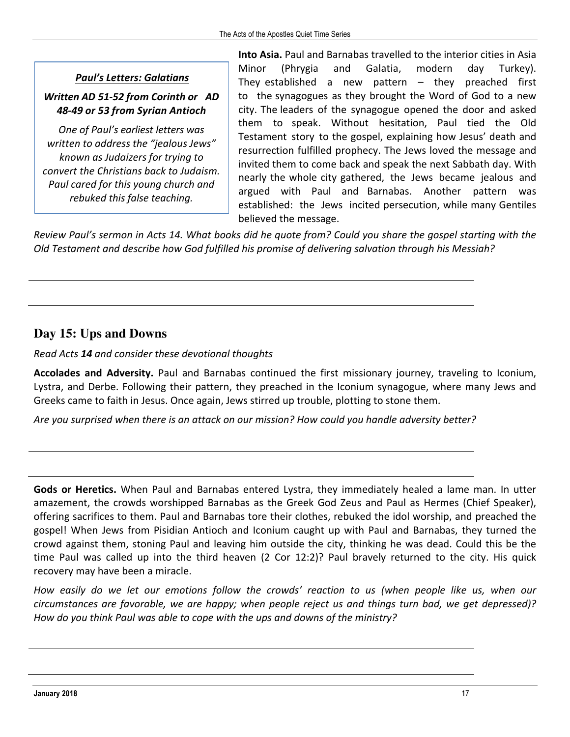### *Paul's Letters: Galatians*

***Written AD 51-52 from Corinth or AD 48-49 or 53 from Syrian Antioch***

*One of Paul's earliest letters was written to address the "jealous Jews" known as Judaizers for trying to convert the Christians back to Judaism. Paul cared for this young church and rebuked this false teaching.*

**Into Asia.** Paul and Barnabas travelled to the interior cities in Asia Minor (Phrygia and Galatia, modern day Turkey). They established a new pattern – they preached first to the synagogues as they brought the Word of God to a new city. The leaders of the synagogue opened the door and asked them to speak. Without hesitation, Paul tied the Old Testament story to the gospel, explaining how Jesus' death and resurrection fulfilled prophecy. The Jews loved the message and invited them to come back and speak the next Sabbath day. With nearly the whole city gathered, the Jews became jealous and argued with Paul and Barnabas. Another pattern was established: the Jews incited persecution, while many Gentiles believed the message.

*Review Paul's sermon in Acts 14. What books did he quote from? Could you share the gospel starting with the Old Testament and describe how God fulfilled his promise of delivering salvation through his Messiah?*

## Day 15: Ups and Downs

*Read Acts **14** and consider these devotional thoughts*

**Accolades and Adversity.** Paul and Barnabas continued the first missionary journey, traveling to Iconium, Lystra, and Derbe. Following their pattern, they preached in the Iconium synagogue, where many Jews and Greeks came to faith in Jesus. Once again, Jews stirred up trouble, plotting to stone them.

*Are you surprised when there is an attack on our mission? How could you handle adversity better?*

**Gods or Heretics.** When Paul and Barnabas entered Lystra, they immediately healed a lame man. In utter amazement, the crowds worshipped Barnabas as the Greek God Zeus and Paul as Hermes (Chief Speaker), offering sacrifices to them. Paul and Barnabas tore their clothes, rebuked the idol worship, and preached the gospel! When Jews from Pisidian Antioch and Iconium caught up with Paul and Barnabas, they turned the crowd against them, stoning Paul and leaving him outside the city, thinking he was dead. Could this be the time Paul was called up into the third heaven (2 Cor 12:2)? Paul bravely returned to the city. His quick recovery may have been a miracle.

*How easily do we let our emotions follow the crowds' reaction to us (when people like us, when our circumstances are favorable, we are happy; when people reject us and things turn bad, we get depressed)? How do you think Paul was able to cope with the ups and downs of the ministry?*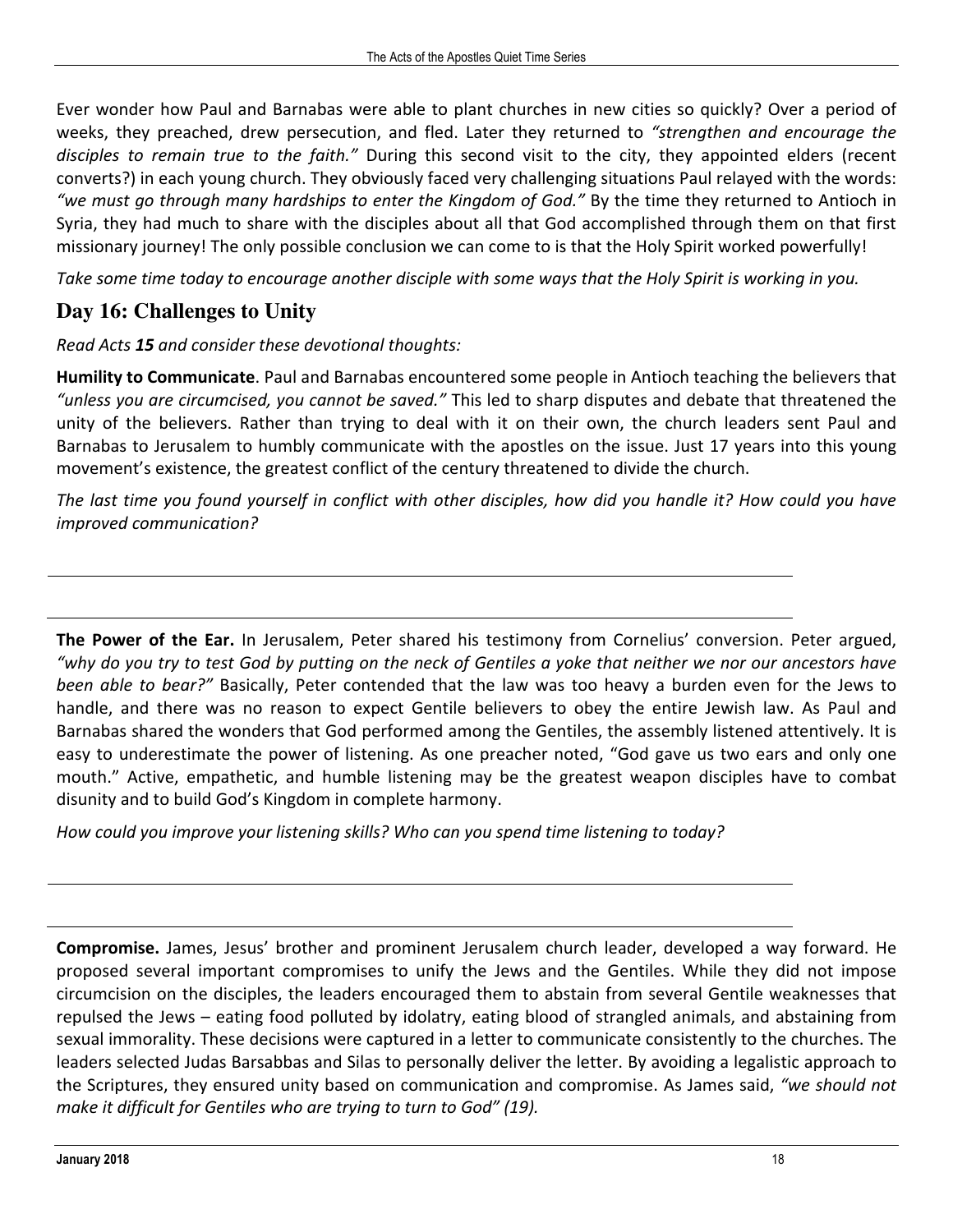Ever wonder how Paul and Barnabas were able to plant churches in new cities so quickly? Over a period of weeks, they preached, drew persecution, and fled. Later they returned to *"strengthen and encourage the disciples to remain true to the faith."* During this second visit to the city, they appointed elders (recent converts?) in each young church. They obviously faced very challenging situations Paul relayed with the words: *"we must go through many hardships to enter the Kingdom of God."* By the time they returned to Antioch in Syria, they had much to share with the disciples about all that God accomplished through them on that first missionary journey! The only possible conclusion we can come to is that the Holy Spirit worked powerfully!

*Take some time today to encourage another disciple with some ways that the Holy Spirit is working in you.*

## Day 16: Challenges to Unity

*Read Acts **15** and consider these devotional thoughts:*

**Humility to Communicate**. Paul and Barnabas encountered some people in Antioch teaching the believers that *"unless you are circumcised, you cannot be saved."* This led to sharp disputes and debate that threatened the unity of the believers. Rather than trying to deal with it on their own, the church leaders sent Paul and Barnabas to Jerusalem to humbly communicate with the apostles on the issue. Just 17 years into this young movement's existence, the greatest conflict of the century threatened to divide the church.

*The last time you found yourself in conflict with other disciples, how did you handle it? How could you have improved communication?*

---

---

**The Power of the Ear.** In Jerusalem, Peter shared his testimony from Cornelius' conversion. Peter argued, *"why do you try to test God by putting on the neck of Gentiles a yoke that neither we nor our ancestors have been able to bear?"* Basically, Peter contended that the law was too heavy a burden even for the Jews to handle, and there was no reason to expect Gentile believers to obey the entire Jewish law. As Paul and Barnabas shared the wonders that God performed among the Gentiles, the assembly listened attentively. It is easy to underestimate the power of listening. As one preacher noted, "God gave us two ears and only one mouth." Active, empathetic, and humble listening may be the greatest weapon disciples have to combat disunity and to build God's Kingdom in complete harmony.

*How could you improve your listening skills? Who can you spend time listening to today?*

---

---

**Compromise.** James, Jesus' brother and prominent Jerusalem church leader, developed a way forward. He proposed several important compromises to unify the Jews and the Gentiles. While they did not impose circumcision on the disciples, the leaders encouraged them to abstain from several Gentile weaknesses that repulsed the Jews – eating food polluted by idolatry, eating blood of strangled animals, and abstaining from sexual immorality. These decisions were captured in a letter to communicate consistently to the churches. The leaders selected Judas Barsabbas and Silas to personally deliver the letter. By avoiding a legalistic approach to the Scriptures, they ensured unity based on communication and compromise. As James said, *"we should not make it difficult for Gentiles who are trying to turn to God" (19).*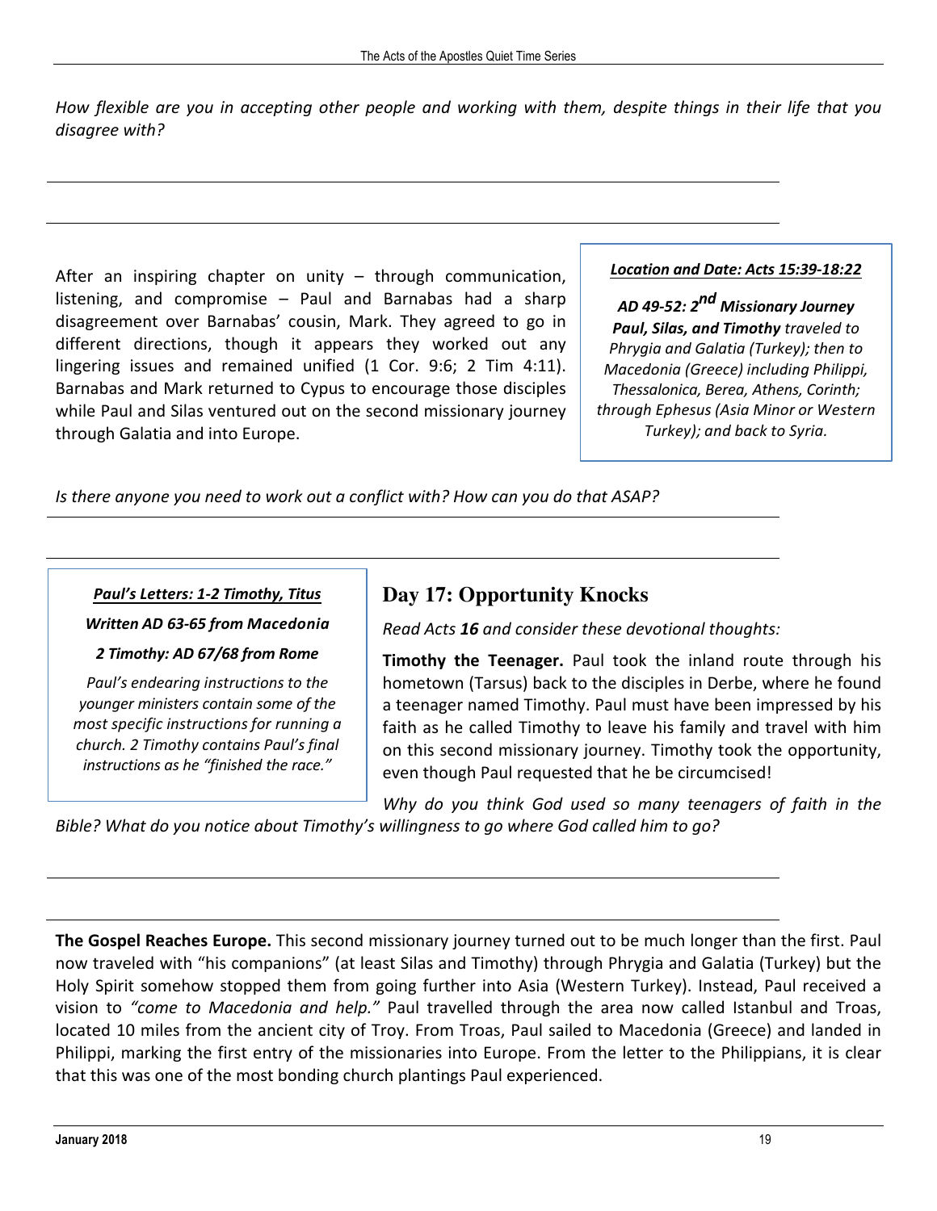*How flexible are you in accepting other people and working with them, despite things in their life that you disagree with?*

After an inspiring chapter on unity – through communication, listening, and compromise – Paul and Barnabas had a sharp disagreement over Barnabas' cousin, Mark. They agreed to go in different directions, though it appears they worked out any lingering issues and remained unified (1 Cor. 9:6; 2 Tim 4:11). Barnabas and Mark returned to Cypus to encourage those disciples while Paul and Silas ventured out on the second missionary journey through Galatia and into Europe.

***Location and Date: Acts 15:39-18:22***

***AD 49-52: 2nd Missionary Journey***
***Paul, Silas, and Timothy*** *traveled to Phrygia and Galatia (Turkey); then to Macedonia (Greece) including Philippi, Thessalonica, Berea, Athens, Corinth; through Ephesus (Asia Minor or Western Turkey); and back to Syria.*

*Is there anyone you need to work out a conflict with? How can you do that ASAP?*

***Paul's Letters: 1-2 Timothy, Titus***

***Written AD 63-65 from Macedonia***

***2 Timothy: AD 67/68 from Rome***

*Paul's endearing instructions to the younger ministers contain some of the most specific instructions for running a church. 2 Timothy contains Paul's final instructions as he "finished the race."*

## Day 17: Opportunity Knocks

*Read Acts* ***16*** *and consider these devotional thoughts:*

**Timothy the Teenager.** Paul took the inland route through his hometown (Tarsus) back to the disciples in Derbe, where he found a teenager named Timothy. Paul must have been impressed by his faith as he called Timothy to leave his family and travel with him on this second missionary journey. Timothy took the opportunity, even though Paul requested that he be circumcised!

*Why do you think God used so many teenagers of faith in the Bible? What do you notice about Timothy's willingness to go where God called him to go?*

**The Gospel Reaches Europe.** This second missionary journey turned out to be much longer than the first. Paul now traveled with "his companions" (at least Silas and Timothy) through Phrygia and Galatia (Turkey) but the Holy Spirit somehow stopped them from going further into Asia (Western Turkey). Instead, Paul received a vision to *"come to Macedonia and help."* Paul travelled through the area now called Istanbul and Troas, located 10 miles from the ancient city of Troy. From Troas, Paul sailed to Macedonia (Greece) and landed in Philippi, marking the first entry of the missionaries into Europe. From the letter to the Philippians, it is clear that this was one of the most bonding church plantings Paul experienced.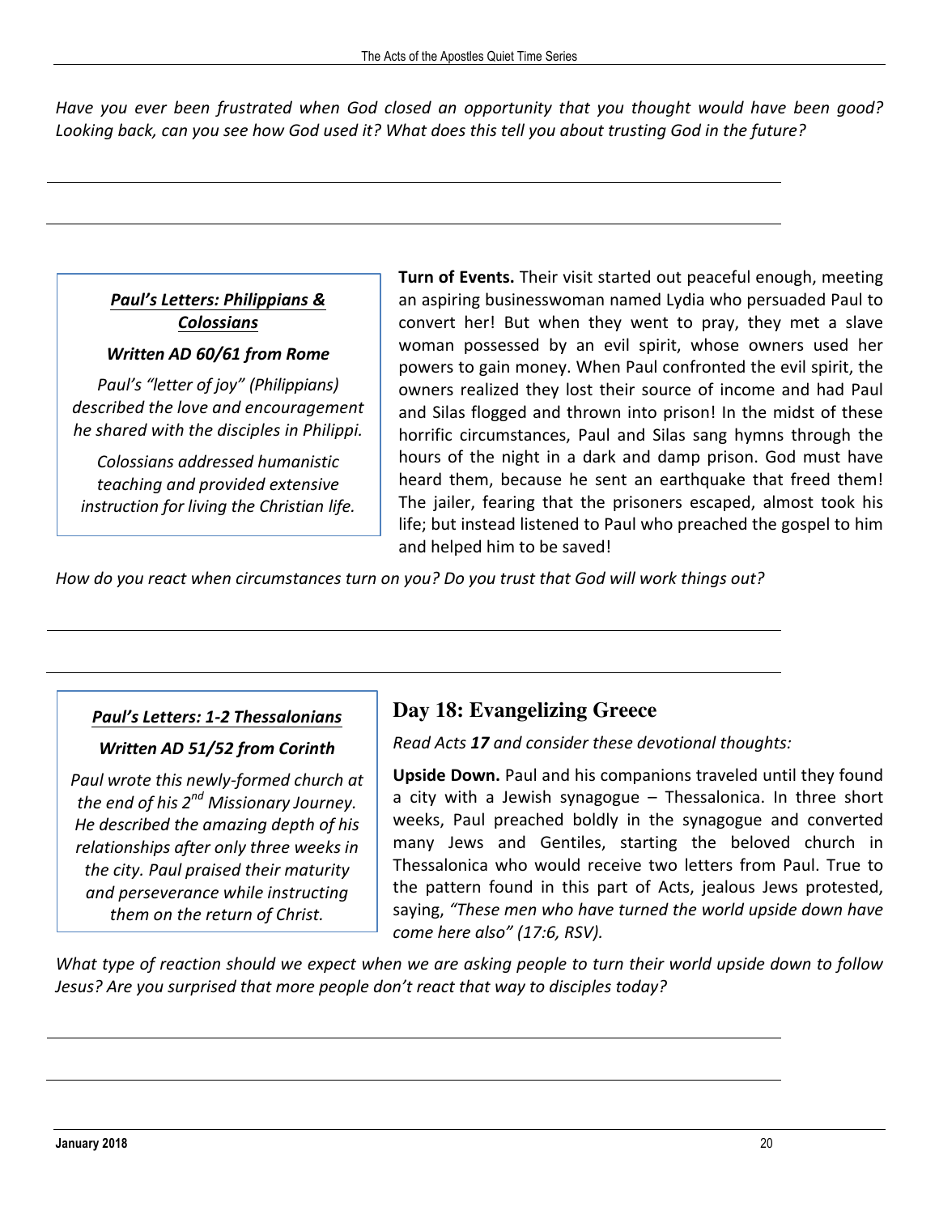*Have you ever been frustrated when God closed an opportunity that you thought would have been good? Looking back, can you see how God used it? What does this tell you about trusting God in the future?*

***Paul's Letters: Philippians & Colossians***

***Written AD 60/61 from Rome***

*Paul's "letter of joy" (Philippians) described the love and encouragement he shared with the disciples in Philippi.*

*Colossians addressed humanistic teaching and provided extensive instruction for living the Christian life.*

**Turn of Events.** Their visit started out peaceful enough, meeting an aspiring businesswoman named Lydia who persuaded Paul to convert her! But when they went to pray, they met a slave woman possessed by an evil spirit, whose owners used her powers to gain money. When Paul confronted the evil spirit, the owners realized they lost their source of income and had Paul and Silas flogged and thrown into prison! In the midst of these horrific circumstances, Paul and Silas sang hymns through the hours of the night in a dark and damp prison. God must have heard them, because he sent an earthquake that freed them! The jailer, fearing that the prisoners escaped, almost took his life; but instead listened to Paul who preached the gospel to him and helped him to be saved!

*How do you react when circumstances turn on you? Do you trust that God will work things out?*

***Paul's Letters: 1-2 Thessalonians***

***Written AD 51/52 from Corinth***

*Paul wrote this newly-formed church at the end of his 2nd Missionary Journey. He described the amazing depth of his relationships after only three weeks in the city. Paul praised their maturity and perseverance while instructing them on the return of Christ.*

## Day 18: Evangelizing Greece

*Read Acts **17** and consider these devotional thoughts:*

**Upside Down.** Paul and his companions traveled until they found a city with a Jewish synagogue – Thessalonica. In three short weeks, Paul preached boldly in the synagogue and converted many Jews and Gentiles, starting the beloved church in Thessalonica who would receive two letters from Paul. True to the pattern found in this part of Acts, jealous Jews protested, saying, *"These men who have turned the world upside down have come here also" (17:6, RSV).*

*What type of reaction should we expect when we are asking people to turn their world upside down to follow Jesus? Are you surprised that more people don't react that way to disciples today?*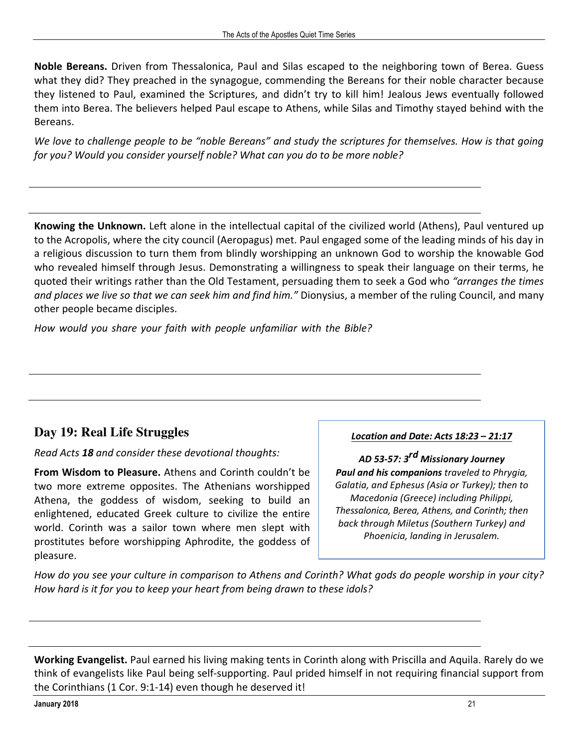**Noble Bereans.** Driven from Thessalonica, Paul and Silas escaped to the neighboring town of Berea. Guess what they did? They preached in the synagogue, commending the Bereans for their noble character because they listened to Paul, examined the Scriptures, and didn't try to kill him! Jealous Jews eventually followed them into Berea. The believers helped Paul escape to Athens, while Silas and Timothy stayed behind with the Bereans.

*We love to challenge people to be "noble Bereans" and study the scriptures for themselves. How is that going for you? Would you consider yourself noble? What can you do to be more noble?*

---

---

**Knowing the Unknown.** Left alone in the intellectual capital of the civilized world (Athens), Paul ventured up to the Acropolis, where the city council (Aeropagus) met. Paul engaged some of the leading minds of his day in a religious discussion to turn them from blindly worshipping an unknown God to worship the knowable God who revealed himself through Jesus. Demonstrating a willingness to speak their language on their terms, he quoted their writings rather than the Old Testament, persuading them to seek a God who *"arranges the times and places we live so that we can seek him and find him."* Dionysius, a member of the ruling Council, and many other people became disciples.

*How would you share your faith with people unfamiliar with the Bible?*

---

---

## Day 19: Real Life Struggles

*Read Acts **18** and consider these devotional thoughts:*

***Location and Date: Acts 18:23 – 21:17***

***AD 53-57: 3rd Missionary Journey***

***Paul and his companions** traveled to Phrygia, Galatia, and Ephesus (Asia or Turkey); then to Macedonia (Greece) including Philippi, Thessalonica, Berea, Athens, and Corinth; then back through Miletus (Southern Turkey) and Phoenicia, landing in Jerusalem.*

**From Wisdom to Pleasure.** Athens and Corinth couldn't be two more extreme opposites. The Athenians worshipped Athena, the goddess of wisdom, seeking to build an enlightened, educated Greek culture to civilize the entire world. Corinth was a sailor town where men slept with prostitutes before worshipping Aphrodite, the goddess of pleasure.

*How do you see your culture in comparison to Athens and Corinth? What gods do people worship in your city? How hard is it for you to keep your heart from being drawn to these idols?*

---

---

**Working Evangelist.** Paul earned his living making tents in Corinth along with Priscilla and Aquila. Rarely do we think of evangelists like Paul being self-supporting. Paul prided himself in not requiring financial support from the Corinthians (1 Cor. 9:1-14) even though he deserved it!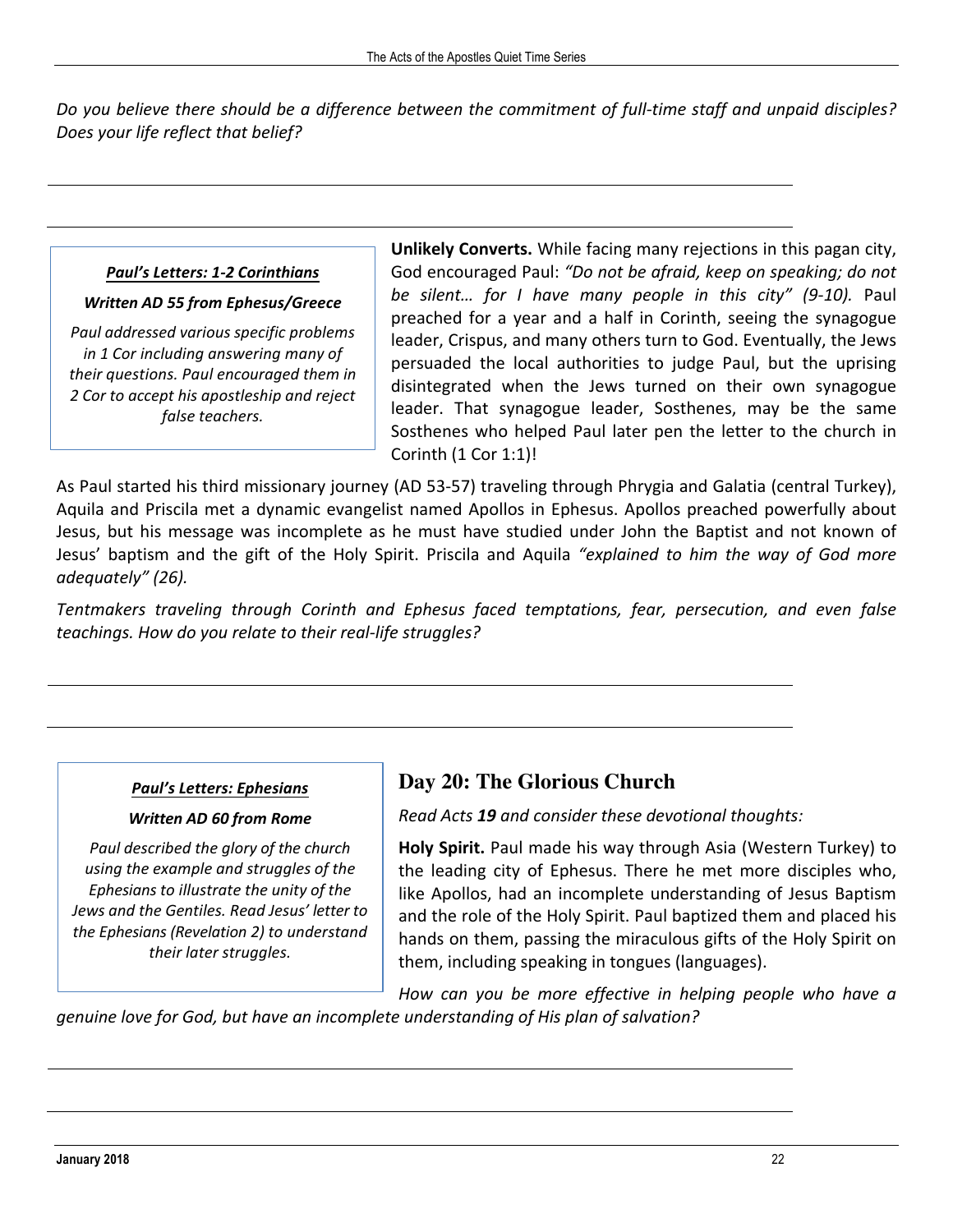*Do you believe there should be a difference between the commitment of full-time staff and unpaid disciples? Does your life reflect that belief?*

> ***Paul's Letters: 1-2 Corinthians***
>
> ***Written AD 55 from Ephesus/Greece***
>
> *Paul addressed various specific problems in 1 Cor including answering many of their questions. Paul encouraged them in 2 Cor to accept his apostleship and reject false teachers.*

**Unlikely Converts.** While facing many rejections in this pagan city, God encouraged Paul: *"Do not be afraid, keep on speaking; do not be silent… for I have many people in this city" (9-10).* Paul preached for a year and a half in Corinth, seeing the synagogue leader, Crispus, and many others turn to God. Eventually, the Jews persuaded the local authorities to judge Paul, but the uprising disintegrated when the Jews turned on their own synagogue leader. That synagogue leader, Sosthenes, may be the same Sosthenes who helped Paul later pen the letter to the church in Corinth (1 Cor 1:1)!

As Paul started his third missionary journey (AD 53-57) traveling through Phrygia and Galatia (central Turkey), Aquila and Priscila met a dynamic evangelist named Apollos in Ephesus. Apollos preached powerfully about Jesus, but his message was incomplete as he must have studied under John the Baptist and not known of Jesus' baptism and the gift of the Holy Spirit. Priscila and Aquila *"explained to him the way of God more adequately" (26).*

*Tentmakers traveling through Corinth and Ephesus faced temptations, fear, persecution, and even false teachings. How do you relate to their real-life struggles?*

> ***Paul's Letters: Ephesians***
>
> ***Written AD 60 from Rome***
>
> *Paul described the glory of the church using the example and struggles of the Ephesians to illustrate the unity of the Jews and the Gentiles. Read Jesus' letter to the Ephesians (Revelation 2) to understand their later struggles.*

## Day 20: The Glorious Church

*Read Acts **19** and consider these devotional thoughts:*

**Holy Spirit.** Paul made his way through Asia (Western Turkey) to the leading city of Ephesus. There he met more disciples who, like Apollos, had an incomplete understanding of Jesus Baptism and the role of the Holy Spirit. Paul baptized them and placed his hands on them, passing the miraculous gifts of the Holy Spirit on them, including speaking in tongues (languages).

*How can you be more effective in helping people who have a genuine love for God, but have an incomplete understanding of His plan of salvation?*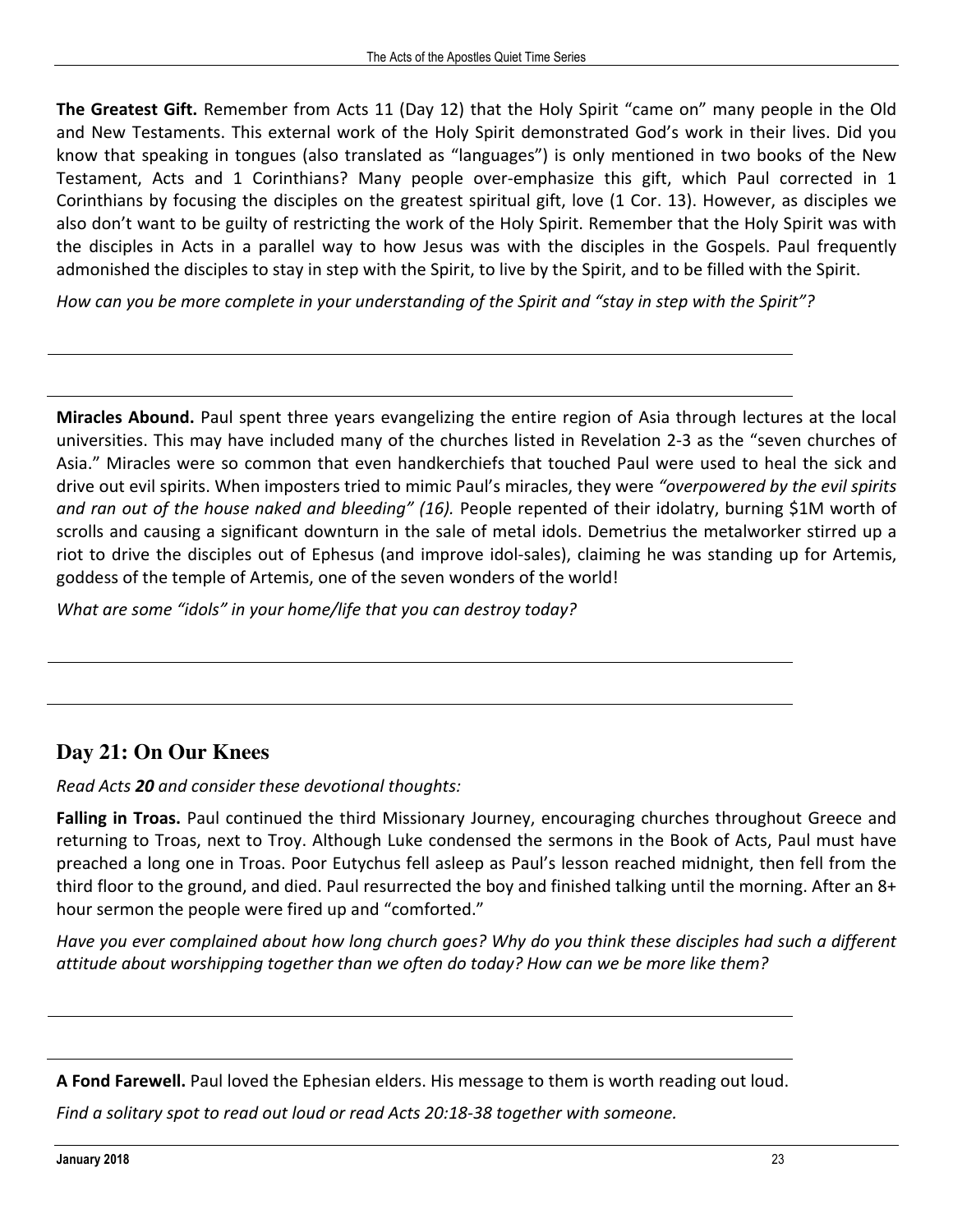**The Greatest Gift.** Remember from Acts 11 (Day 12) that the Holy Spirit "came on" many people in the Old and New Testaments. This external work of the Holy Spirit demonstrated God's work in their lives. Did you know that speaking in tongues (also translated as "languages") is only mentioned in two books of the New Testament, Acts and 1 Corinthians? Many people over-emphasize this gift, which Paul corrected in 1 Corinthians by focusing the disciples on the greatest spiritual gift, love (1 Cor. 13). However, as disciples we also don't want to be guilty of restricting the work of the Holy Spirit. Remember that the Holy Spirit was with the disciples in Acts in a parallel way to how Jesus was with the disciples in the Gospels. Paul frequently admonished the disciples to stay in step with the Spirit, to live by the Spirit, and to be filled with the Spirit.

*How can you be more complete in your understanding of the Spirit and "stay in step with the Spirit"?*

---

---

**Miracles Abound.** Paul spent three years evangelizing the entire region of Asia through lectures at the local universities. This may have included many of the churches listed in Revelation 2-3 as the "seven churches of Asia." Miracles were so common that even handkerchiefs that touched Paul were used to heal the sick and drive out evil spirits. When imposters tried to mimic Paul's miracles, they were *"overpowered by the evil spirits and ran out of the house naked and bleeding" (16).* People repented of their idolatry, burning $1M worth of scrolls and causing a significant downturn in the sale of metal idols. Demetrius the metalworker stirred up a riot to drive the disciples out of Ephesus (and improve idol-sales), claiming he was standing up for Artemis, goddess of the temple of Artemis, one of the seven wonders of the world!

*What are some "idols" in your home/life that you can destroy today?*

---

---

## Day 21: On Our Knees

*Read Acts **20** and consider these devotional thoughts:*

**Falling in Troas.** Paul continued the third Missionary Journey, encouraging churches throughout Greece and returning to Troas, next to Troy. Although Luke condensed the sermons in the Book of Acts, Paul must have preached a long one in Troas. Poor Eutychus fell asleep as Paul's lesson reached midnight, then fell from the third floor to the ground, and died. Paul resurrected the boy and finished talking until the morning. After an 8+ hour sermon the people were fired up and "comforted."

*Have you ever complained about how long church goes? Why do you think these disciples had such a different attitude about worshipping together than we often do today? How can we be more like them?*

---

---

**A Fond Farewell.** Paul loved the Ephesian elders. His message to them is worth reading out loud.

*Find a solitary spot to read out loud or read Acts 20:18-38 together with someone.*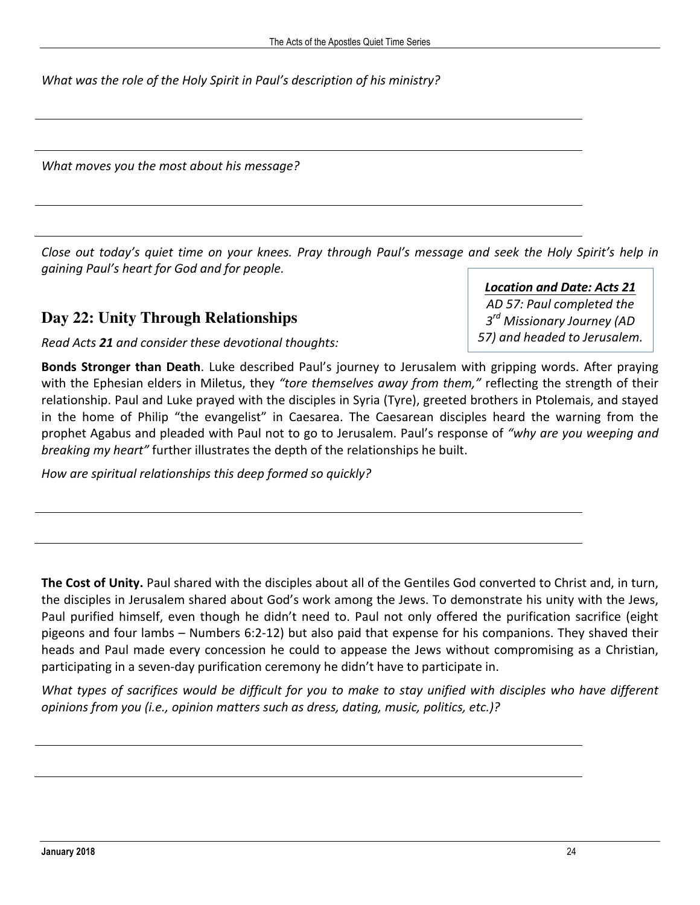*What was the role of the Holy Spirit in Paul's description of his ministry?*

*What moves you the most about his message?*

*Close out today's quiet time on your knees. Pray through Paul's message and seek the Holy Spirit's help in gaining Paul's heart for God and for people.*

## Day 22: Unity Through Relationships

***Location and Date: Acts 21***
*AD 57: Paul completed the 3rd Missionary Journey (AD 57) and headed to Jerusalem.*

*Read Acts **21** and consider these devotional thoughts:*

**Bonds Stronger than Death**. Luke described Paul's journey to Jerusalem with gripping words. After praying with the Ephesian elders in Miletus, they *"tore themselves away from them,"* reflecting the strength of their relationship. Paul and Luke prayed with the disciples in Syria (Tyre), greeted brothers in Ptolemais, and stayed in the home of Philip "the evangelist" in Caesarea. The Caesarean disciples heard the warning from the prophet Agabus and pleaded with Paul not to go to Jerusalem. Paul's response of *"why are you weeping and breaking my heart"* further illustrates the depth of the relationships he built.

*How are spiritual relationships this deep formed so quickly?*

**The Cost of Unity.** Paul shared with the disciples about all of the Gentiles God converted to Christ and, in turn, the disciples in Jerusalem shared about God's work among the Jews. To demonstrate his unity with the Jews, Paul purified himself, even though he didn't need to. Paul not only offered the purification sacrifice (eight pigeons and four lambs – Numbers 6:2-12) but also paid that expense for his companions. They shaved their heads and Paul made every concession he could to appease the Jews without compromising as a Christian, participating in a seven-day purification ceremony he didn't have to participate in.

*What types of sacrifices would be difficult for you to make to stay unified with disciples who have different opinions from you (i.e., opinion matters such as dress, dating, music, politics, etc.)?*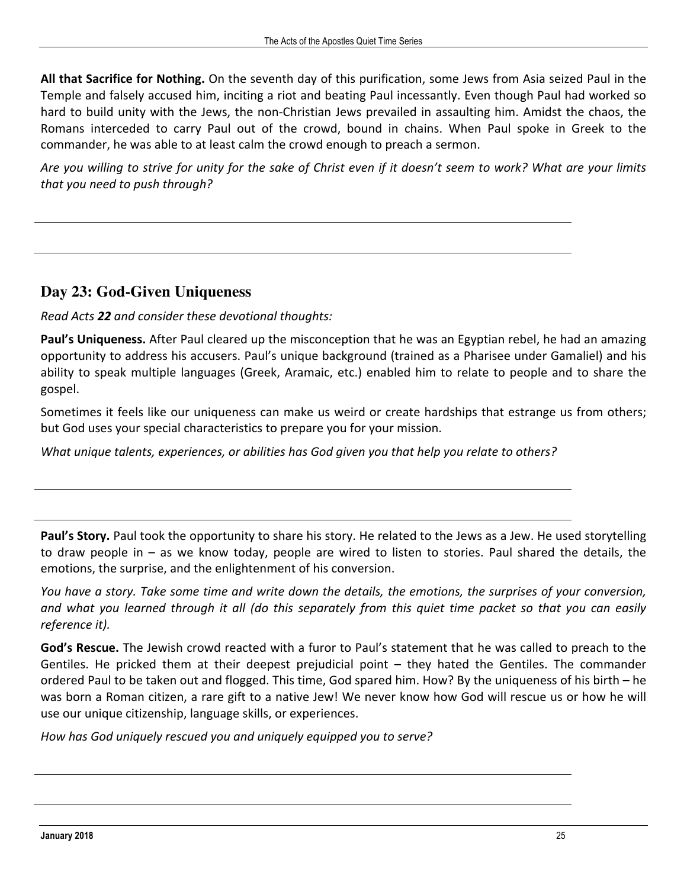**All that Sacrifice for Nothing.** On the seventh day of this purification, some Jews from Asia seized Paul in the Temple and falsely accused him, inciting a riot and beating Paul incessantly. Even though Paul had worked so hard to build unity with the Jews, the non-Christian Jews prevailed in assaulting him. Amidst the chaos, the Romans interceded to carry Paul out of the crowd, bound in chains. When Paul spoke in Greek to the commander, he was able to at least calm the crowd enough to preach a sermon.

*Are you willing to strive for unity for the sake of Christ even if it doesn't seem to work? What are your limits that you need to push through?*

## Day 23: God-Given Uniqueness

*Read Acts **22** and consider these devotional thoughts:*

**Paul's Uniqueness.** After Paul cleared up the misconception that he was an Egyptian rebel, he had an amazing opportunity to address his accusers. Paul's unique background (trained as a Pharisee under Gamaliel) and his ability to speak multiple languages (Greek, Aramaic, etc.) enabled him to relate to people and to share the gospel.

Sometimes it feels like our uniqueness can make us weird or create hardships that estrange us from others; but God uses your special characteristics to prepare you for your mission.

*What unique talents, experiences, or abilities has God given you that help you relate to others?*

**Paul's Story.** Paul took the opportunity to share his story. He related to the Jews as a Jew. He used storytelling to draw people in – as we know today, people are wired to listen to stories. Paul shared the details, the emotions, the surprise, and the enlightenment of his conversion.

*You have a story. Take some time and write down the details, the emotions, the surprises of your conversion, and what you learned through it all (do this separately from this quiet time packet so that you can easily reference it).*

**God's Rescue.** The Jewish crowd reacted with a furor to Paul's statement that he was called to preach to the Gentiles. He pricked them at their deepest prejudicial point – they hated the Gentiles. The commander ordered Paul to be taken out and flogged. This time, God spared him. How? By the uniqueness of his birth – he was born a Roman citizen, a rare gift to a native Jew! We never know how God will rescue us or how he will use our unique citizenship, language skills, or experiences.

*How has God uniquely rescued you and uniquely equipped you to serve?*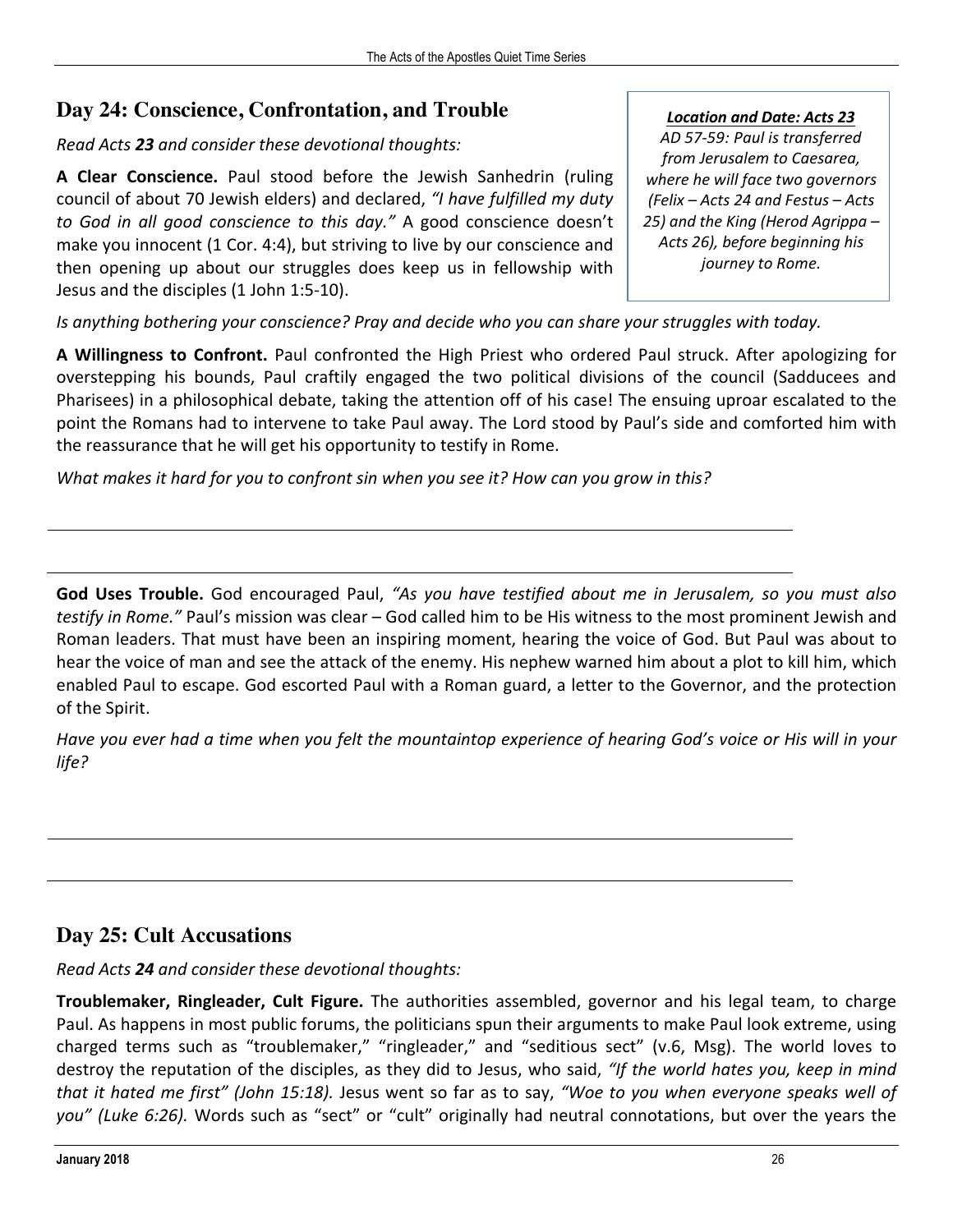## Day 24: Conscience, Confrontation, and Trouble

*Read Acts **23** and consider these devotional thoughts:*

> ***Location and Date: Acts 23***
> *AD 57-59: Paul is transferred from Jerusalem to Caesarea, where he will face two governors (Felix – Acts 24 and Festus – Acts 25) and the King (Herod Agrippa – Acts 26), before beginning his journey to Rome.*

**A Clear Conscience.** Paul stood before the Jewish Sanhedrin (ruling council of about 70 Jewish elders) and declared, *"I have fulfilled my duty to God in all good conscience to this day."* A good conscience doesn't make you innocent (1 Cor. 4:4), but striving to live by our conscience and then opening up about our struggles does keep us in fellowship with Jesus and the disciples (1 John 1:5-10).

*Is anything bothering your conscience? Pray and decide who you can share your struggles with today.*

**A Willingness to Confront.** Paul confronted the High Priest who ordered Paul struck. After apologizing for overstepping his bounds, Paul craftily engaged the two political divisions of the council (Sadducees and Pharisees) in a philosophical debate, taking the attention off of his case! The ensuing uproar escalated to the point the Romans had to intervene to take Paul away. The Lord stood by Paul's side and comforted him with the reassurance that he will get his opportunity to testify in Rome.

*What makes it hard for you to confront sin when you see it? How can you grow in this?*

---

---

**God Uses Trouble.** God encouraged Paul, *"As you have testified about me in Jerusalem, so you must also testify in Rome."* Paul's mission was clear – God called him to be His witness to the most prominent Jewish and Roman leaders. That must have been an inspiring moment, hearing the voice of God. But Paul was about to hear the voice of man and see the attack of the enemy. His nephew warned him about a plot to kill him, which enabled Paul to escape. God escorted Paul with a Roman guard, a letter to the Governor, and the protection of the Spirit.

*Have you ever had a time when you felt the mountaintop experience of hearing God's voice or His will in your life?*

---

---

## Day 25: Cult Accusations

*Read Acts **24** and consider these devotional thoughts:*

**Troublemaker, Ringleader, Cult Figure.** The authorities assembled, governor and his legal team, to charge Paul. As happens in most public forums, the politicians spun their arguments to make Paul look extreme, using charged terms such as "troublemaker," "ringleader," and "seditious sect" (v.6, Msg). The world loves to destroy the reputation of the disciples, as they did to Jesus, who said, *"If the world hates you, keep in mind that it hated me first" (John 15:18).* Jesus went so far as to say, *"Woe to you when everyone speaks well of you" (Luke 6:26).* Words such as "sect" or "cult" originally had neutral connotations, but over the years the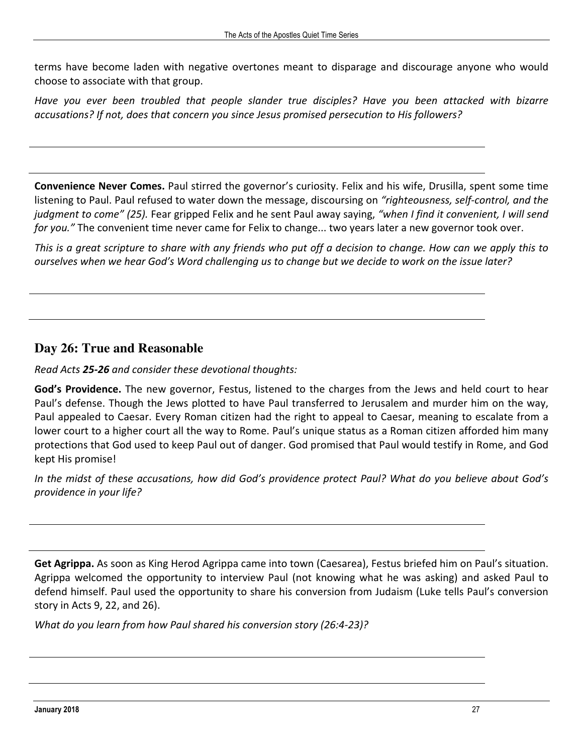terms have become laden with negative overtones meant to disparage and discourage anyone who would choose to associate with that group.

*Have you ever been troubled that people slander true disciples? Have you been attacked with bizarre accusations? If not, does that concern you since Jesus promised persecution to His followers?*

**Convenience Never Comes.** Paul stirred the governor's curiosity. Felix and his wife, Drusilla, spent some time listening to Paul. Paul refused to water down the message, discoursing on *"righteousness, self-control, and the judgment to come" (25).* Fear gripped Felix and he sent Paul away saying, *"when I find it convenient, I will send for you."* The convenient time never came for Felix to change... two years later a new governor took over.

*This is a great scripture to share with any friends who put off a decision to change. How can we apply this to ourselves when we hear God's Word challenging us to change but we decide to work on the issue later?*

## Day 26: True and Reasonable

*Read Acts **25-26** and consider these devotional thoughts:*

**God's Providence.** The new governor, Festus, listened to the charges from the Jews and held court to hear Paul's defense. Though the Jews plotted to have Paul transferred to Jerusalem and murder him on the way, Paul appealed to Caesar. Every Roman citizen had the right to appeal to Caesar, meaning to escalate from a lower court to a higher court all the way to Rome. Paul's unique status as a Roman citizen afforded him many protections that God used to keep Paul out of danger. God promised that Paul would testify in Rome, and God kept His promise!

*In the midst of these accusations, how did God's providence protect Paul? What do you believe about God's providence in your life?*

**Get Agrippa.** As soon as King Herod Agrippa came into town (Caesarea), Festus briefed him on Paul's situation. Agrippa welcomed the opportunity to interview Paul (not knowing what he was asking) and asked Paul to defend himself. Paul used the opportunity to share his conversion from Judaism (Luke tells Paul's conversion story in Acts 9, 22, and 26).

*What do you learn from how Paul shared his conversion story (26:4-23)?*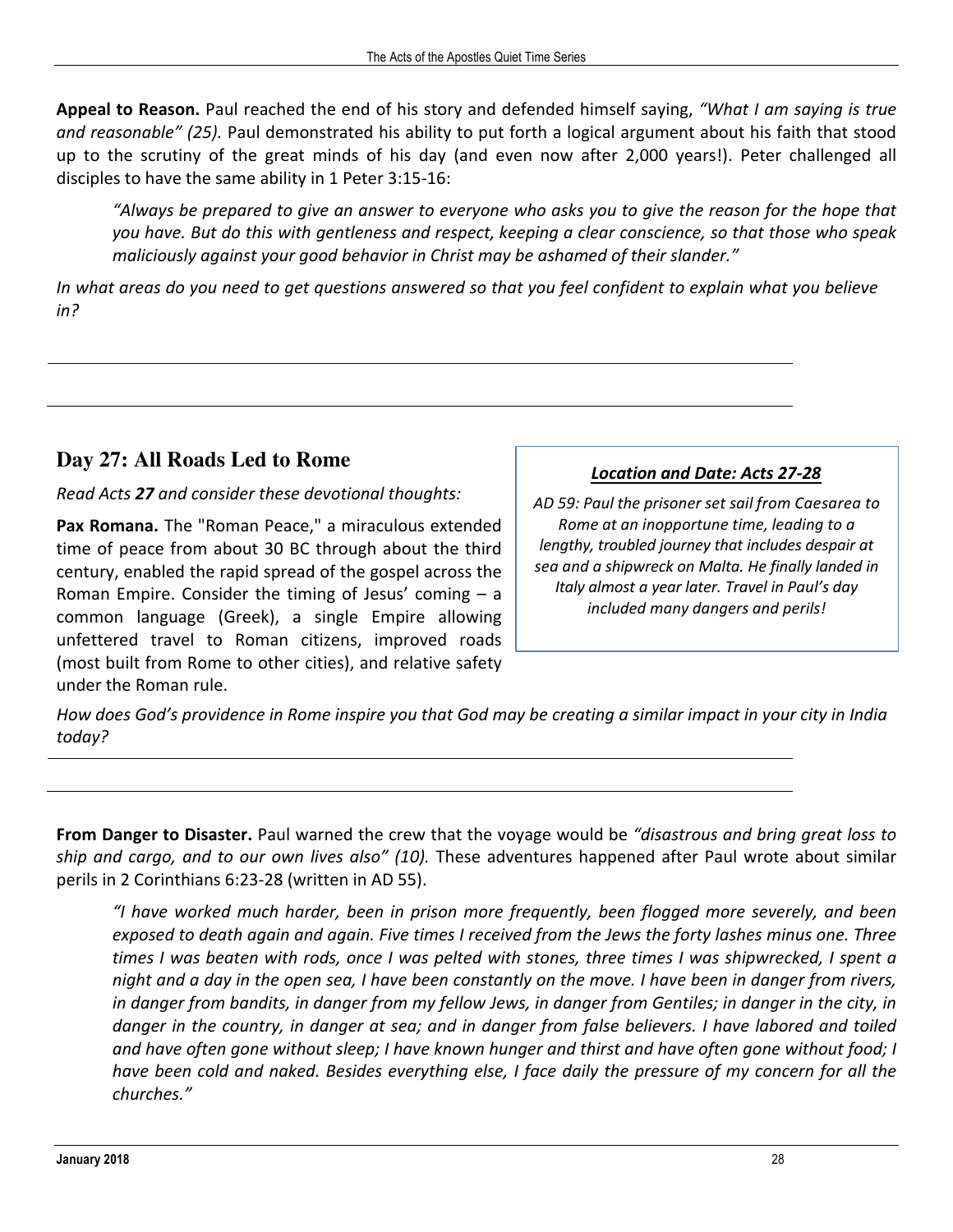**Appeal to Reason.** Paul reached the end of his story and defended himself saying, *"What I am saying is true and reasonable" (25).* Paul demonstrated his ability to put forth a logical argument about his faith that stood up to the scrutiny of the great minds of his day (and even now after 2,000 years!). Peter challenged all disciples to have the same ability in 1 Peter 3:15-16:

> *"Always be prepared to give an answer to everyone who asks you to give the reason for the hope that you have. But do this with gentleness and respect, keeping a clear conscience, so that those who speak maliciously against your good behavior in Christ may be ashamed of their slander."*

*In what areas do you need to get questions answered so that you feel confident to explain what you believe in?*

---

---

## Day 27: All Roads Led to Rome

*Read Acts **27** and consider these devotional thoughts:*

***Location and Date: Acts 27-28***

*AD 59: Paul the prisoner set sail from Caesarea to Rome at an inopportune time, leading to a lengthy, troubled journey that includes despair at sea and a shipwreck on Malta. He finally landed in Italy almost a year later. Travel in Paul's day included many dangers and perils!*

**Pax Romana.** The "Roman Peace," a miraculous extended time of peace from about 30 BC through about the third century, enabled the rapid spread of the gospel across the Roman Empire. Consider the timing of Jesus' coming – a common language (Greek), a single Empire allowing unfettered travel to Roman citizens, improved roads (most built from Rome to other cities), and relative safety under the Roman rule.

*How does God's providence in Rome inspire you that God may be creating a similar impact in your city in India today?*

---

---

**From Danger to Disaster.** Paul warned the crew that the voyage would be *"disastrous and bring great loss to ship and cargo, and to our own lives also" (10).* These adventures happened after Paul wrote about similar perils in 2 Corinthians 6:23-28 (written in AD 55).

> *"I have worked much harder, been in prison more frequently, been flogged more severely, and been exposed to death again and again. Five times I received from the Jews the forty lashes minus one. Three times I was beaten with rods, once I was pelted with stones, three times I was shipwrecked, I spent a night and a day in the open sea, I have been constantly on the move. I have been in danger from rivers, in danger from bandits, in danger from my fellow Jews, in danger from Gentiles; in danger in the city, in danger in the country, in danger at sea; and in danger from false believers. I have labored and toiled and have often gone without sleep; I have known hunger and thirst and have often gone without food; I have been cold and naked. Besides everything else, I face daily the pressure of my concern for all the churches."*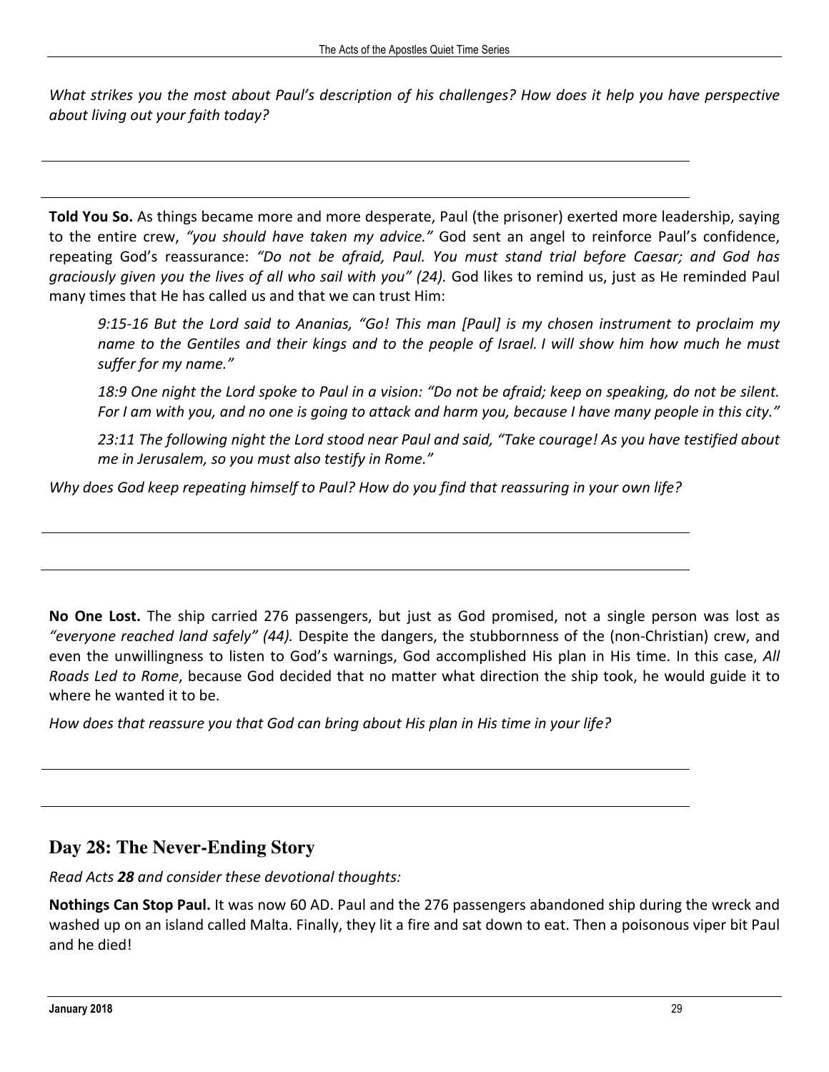*What strikes you the most about Paul's description of his challenges? How does it help you have perspective about living out your faith today?*

---

---

**Told You So.** As things became more and more desperate, Paul (the prisoner) exerted more leadership, saying to the entire crew, *"you should have taken my advice."* God sent an angel to reinforce Paul's confidence, repeating God's reassurance: *"Do not be afraid, Paul. You must stand trial before Caesar; and God has graciously given you the lives of all who sail with you" (24).* God likes to remind us, just as He reminded Paul many times that He has called us and that we can trust Him:

> *9:15-16 But the Lord said to Ananias, "Go! This man [Paul] is my chosen instrument to proclaim my name to the Gentiles and their kings and to the people of Israel. I will show him how much he must suffer for my name."*
>
> *18:9 One night the Lord spoke to Paul in a vision: "Do not be afraid; keep on speaking, do not be silent. For I am with you, and no one is going to attack and harm you, because I have many people in this city."*
>
> *23:11 The following night the Lord stood near Paul and said, "Take courage! As you have testified about me in Jerusalem, so you must also testify in Rome."*

*Why does God keep repeating himself to Paul? How do you find that reassuring in your own life?*

---

---

**No One Lost.** The ship carried 276 passengers, but just as God promised, not a single person was lost as *"everyone reached land safely" (44).* Despite the dangers, the stubbornness of the (non-Christian) crew, and even the unwillingness to listen to God's warnings, God accomplished His plan in His time. In this case, *All Roads Led to Rome*, because God decided that no matter what direction the ship took, he would guide it to where he wanted it to be.

*How does that reassure you that God can bring about His plan in His time in your life?*

---

---

## Day 28: The Never-Ending Story

*Read Acts **28** and consider these devotional thoughts:*

**Nothings Can Stop Paul.** It was now 60 AD. Paul and the 276 passengers abandoned ship during the wreck and washed up on an island called Malta. Finally, they lit a fire and sat down to eat. Then a poisonous viper bit Paul and he died!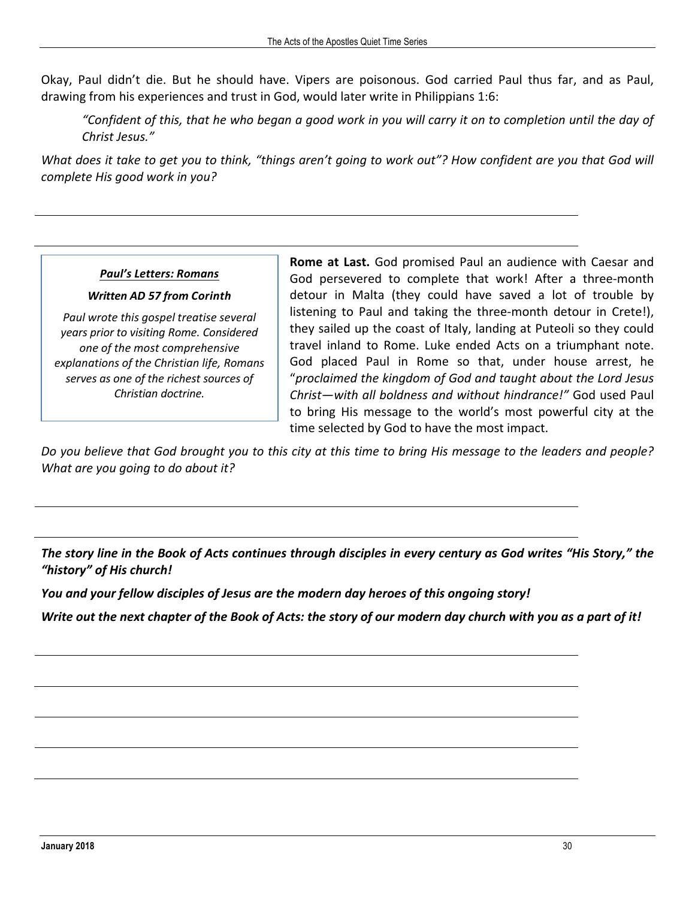Okay, Paul didn't die. But he should have. Vipers are poisonous. God carried Paul thus far, and as Paul, drawing from his experiences and trust in God, would later write in Philippians 1:6:

> *"Confident of this, that he who began a good work in you will carry it on to completion until the day of Christ Jesus."*

*What does it take to get you to think, "things aren't going to work out"? How confident are you that God will complete His good work in you?*

---

---

> ***Paul's Letters: Romans***
>
> ***Written AD 57 from Corinth***
>
> *Paul wrote this gospel treatise several years prior to visiting Rome. Considered one of the most comprehensive explanations of the Christian life, Romans serves as one of the richest sources of Christian doctrine.*

**Rome at Last.** God promised Paul an audience with Caesar and God persevered to complete that work! After a three-month detour in Malta (they could have saved a lot of trouble by listening to Paul and taking the three-month detour in Crete!), they sailed up the coast of Italy, landing at Puteoli so they could travel inland to Rome. Luke ended Acts on a triumphant note. God placed Paul in Rome so that, under house arrest, he "*proclaimed the kingdom of God and taught about the Lord Jesus Christ—with all boldness and without hindrance!"* God used Paul to bring His message to the world's most powerful city at the time selected by God to have the most impact.

*Do you believe that God brought you to this city at this time to bring His message to the leaders and people? What are you going to do about it?*

---

---

***The story line in the Book of Acts continues through disciples in every century as God writes "His Story," the "history" of His church!***

***You and your fellow disciples of Jesus are the modern day heroes of this ongoing story!***

***Write out the next chapter of the Book of Acts: the story of our modern day church with you as a part of it!***

---

---

---

---

---